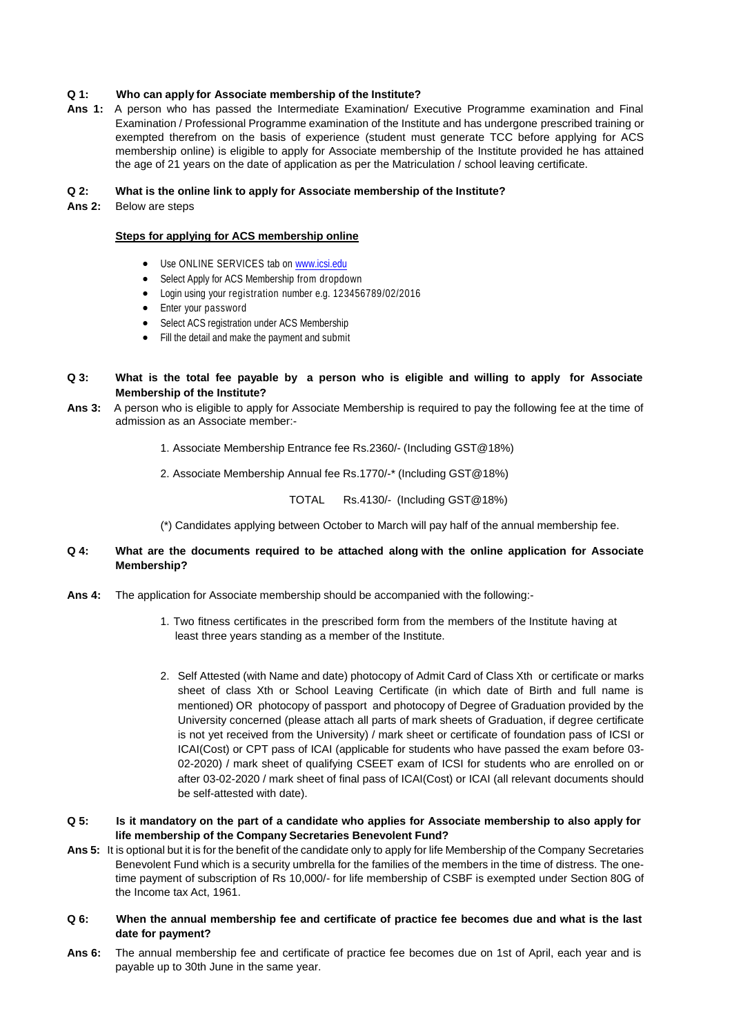**Q 1: Who can apply for Associate membership of the Institute?**

**Ans 1:** A person who has passed the Intermediate Examination/ Executive Programme examination and Final Examination / Professional Programme examination of the Institute and has undergone prescribed training or exempted therefrom on the basis of experience (student must generate TCC before applying for ACS membership online) is eligible to apply for Associate membership of the Institute provided he has attained the age of 21 years on the date of application as per the Matriculation / school leaving certificate.

**Q 2: What is the online link to apply for Associate membership of the Institute?**

**Ans 2:** Below are steps

**Steps for applying for ACS membership online**

- Use ONLINE SERVICES tab on www.icsi.edu
- Select Apply for ACS Membership from dropdown
- Login using your registration number e.g. 123456789/02/2016
- Enter your password
- Select ACS registration under ACS Membership
- Fill the detail and make the payment and submit

**Q 3: What is the total fee payable by a person who is eligible and willing to apply for Associate Membership of the Institute?**

**Ans 3:** A person who is eligible to apply for Associate Membership is required to pay the following fee at the time of admission as an Associate member:-

1. Associate Membership Entrance fee Rs.2360/- (Including GST@18%)
2. Associate Membership Annual fee Rs.1770/-* (Including GST@18%)

TOTAL Rs.4130/- (Including GST@18%)

(*) Candidates applying between October to March will pay half of the annual membership fee.

**Q 4: What are the documents required to be attached along with the online application for Associate Membership?**

**Ans 4:** The application for Associate membership should be accompanied with the following:-

1. Two fitness certificates in the prescribed form from the members of the Institute having at least three years standing as a member of the Institute.
2. Self Attested (with Name and date) photocopy of Admit Card of Class Xth or certificate or marks sheet of class Xth or School Leaving Certificate (in which date of Birth and full name is mentioned) OR photocopy of passport and photocopy of Degree of Graduation provided by the University concerned (please attach all parts of mark sheets of Graduation, if degree certificate is not yet received from the University) / mark sheet or certificate of foundation pass of ICSI or ICAI(Cost) or CPT pass of ICAI (applicable for students who have passed the exam before 03-02-2020) / mark sheet of qualifying CSEET exam of ICSI for students who are enrolled on or after 03-02-2020 / mark sheet of final pass of ICAI(Cost) or ICAI (all relevant documents should be self-attested with date).

**Q 5: Is it mandatory on the part of a candidate who applies for Associate membership to also apply for life membership of the Company Secretaries Benevolent Fund?**

**Ans 5:** It is optional but it is for the benefit of the candidate only to apply for life Membership of the Company Secretaries Benevolent Fund which is a security umbrella for the families of the members in the time of distress. The one-time payment of subscription of Rs 10,000/- for life membership of CSBF is exempted under Section 80G of the Income tax Act, 1961.

**Q 6: When the annual membership fee and certificate of practice fee becomes due and what is the last date for payment?**

**Ans 6:** The annual membership fee and certificate of practice fee becomes due on 1st of April, each year and is payable up to 30th June in the same year.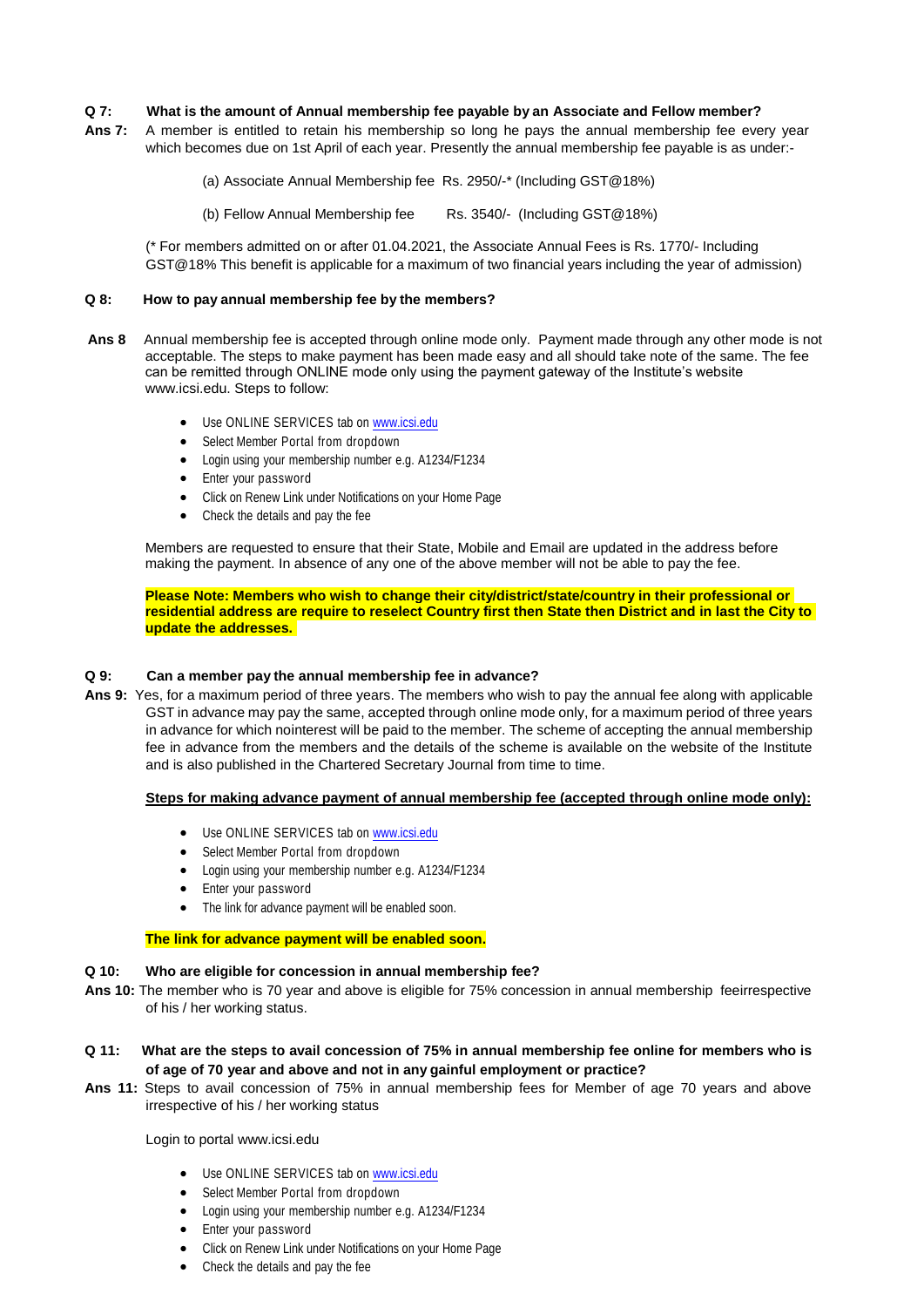**Q 7: What is the amount of Annual membership fee payable by an Associate and Fellow member?**

**Ans 7:** A member is entitled to retain his membership so long he pays the annual membership fee every year which becomes due on 1st April of each year. Presently the annual membership fee payable is as under:-

(a) Associate Annual Membership fee Rs. 2950/-* (Including GST@18%)

(b) Fellow Annual Membership fee Rs. 3540/- (Including GST@18%)

(* For members admitted on or after 01.04.2021, the Associate Annual Fees is Rs. 1770/- Including GST@18% This benefit is applicable for a maximum of two financial years including the year of admission)

**Q 8: How to pay annual membership fee by the members?**

**Ans 8** Annual membership fee is accepted through online mode only. Payment made through any other mode is not acceptable. The steps to make payment has been made easy and all should take note of the same. The fee can be remitted through ONLINE mode only using the payment gateway of the Institute's website www.icsi.edu. Steps to follow:

- Use ONLINE SERVICES tab on www.icsi.edu
- Select Member Portal from dropdown
- Login using your membership number e.g. A1234/F1234
- Enter your password
- Click on Renew Link under Notifications on your Home Page
- Check the details and pay the fee

Members are requested to ensure that their State, Mobile and Email are updated in the address before making the payment. In absence of any one of the above member will not be able to pay the fee.

**Please Note: Members who wish to change their city/district/state/country in their professional or residential address are require to reselect Country first then State then District and in last the City to update the addresses.**

**Q 9: Can a member pay the annual membership fee in advance?**

**Ans 9:** Yes, for a maximum period of three years. The members who wish to pay the annual fee along with applicable GST in advance may pay the same, accepted through online mode only, for a maximum period of three years in advance for which nointerest will be paid to the member. The scheme of accepting the annual membership fee in advance from the members and the details of the scheme is available on the website of the Institute and is also published in the Chartered Secretary Journal from time to time.

**Steps for making advance payment of annual membership fee (accepted through online mode only):**

- Use ONLINE SERVICES tab on www.icsi.edu
- Select Member Portal from dropdown
- Login using your membership number e.g. A1234/F1234
- Enter your password
- The link for advance payment will be enabled soon.

**The link for advance payment will be enabled soon.**

**Q 10: Who are eligible for concession in annual membership fee?**

**Ans 10:** The member who is 70 year and above is eligible for 75% concession in annual membership feeirrespective of his / her working status.

**Q 11: What are the steps to avail concession of 75% in annual membership fee online for members who is of age of 70 year and above and not in any gainful employment or practice?**

**Ans 11:** Steps to avail concession of 75% in annual membership fees for Member of age 70 years and above irrespective of his / her working status

Login to portal www.icsi.edu

- Use ONLINE SERVICES tab on www.icsi.edu
- Select Member Portal from dropdown
- Login using your membership number e.g. A1234/F1234
- Enter your password
- Click on Renew Link under Notifications on your Home Page
- Check the details and pay the fee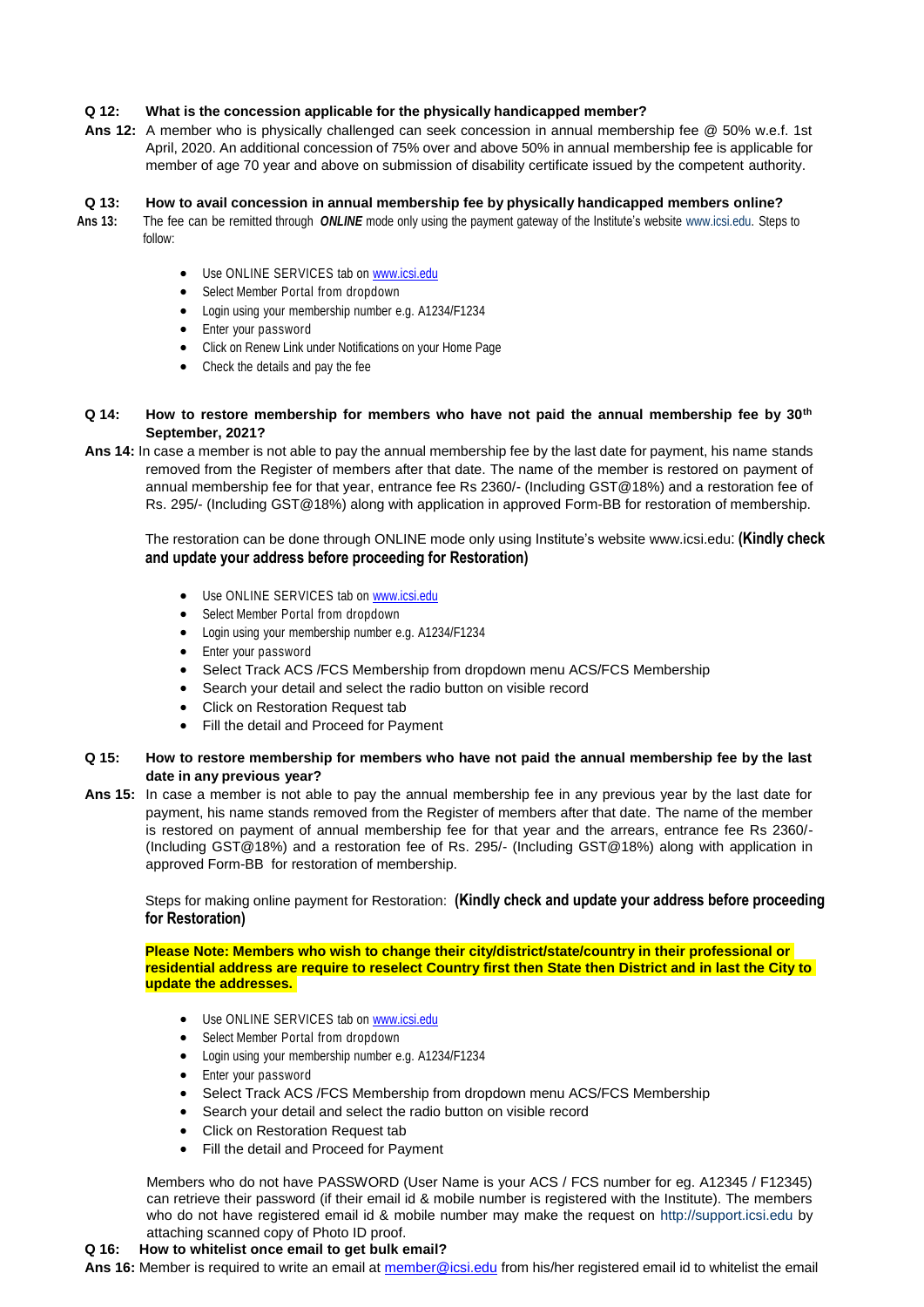**Q 12: What is the concession applicable for the physically handicapped member?**

**Ans 12:** A member who is physically challenged can seek concession in annual membership fee @ 50% w.e.f. 1st April, 2020. An additional concession of 75% over and above 50% in annual membership fee is applicable for member of age 70 year and above on submission of disability certificate issued by the competent authority.

**Q 13: How to avail concession in annual membership fee by physically handicapped members online?**

**Ans 13:** The fee can be remitted through ***ONLINE*** mode only using the payment gateway of the Institute's website www.icsi.edu. Steps to follow:

- Use ONLINE SERVICES tab on www.icsi.edu
- Select Member Portal from dropdown
- Login using your membership number e.g. A1234/F1234
- Enter your password
- Click on Renew Link under Notifications on your Home Page
- Check the details and pay the fee

**Q 14: How to restore membership for members who have not paid the annual membership fee by 30th September, 2021?**

**Ans 14:** In case a member is not able to pay the annual membership fee by the last date for payment, his name stands removed from the Register of members after that date. The name of the member is restored on payment of annual membership fee for that year, entrance fee Rs 2360/- (Including GST@18%) and a restoration fee of Rs. 295/- (Including GST@18%) along with application in approved Form-BB for restoration of membership.

The restoration can be done through ONLINE mode only using Institute's website www.icsi.edu: **(Kindly check and update your address before proceeding for Restoration)**

- Use ONLINE SERVICES tab on www.icsi.edu
- Select Member Portal from dropdown
- Login using your membership number e.g. A1234/F1234
- Enter your password
- Select Track ACS /FCS Membership from dropdown menu ACS/FCS Membership
- Search your detail and select the radio button on visible record
- Click on Restoration Request tab
- Fill the detail and Proceed for Payment

**Q 15: How to restore membership for members who have not paid the annual membership fee by the last date in any previous year?**

**Ans 15:** In case a member is not able to pay the annual membership fee in any previous year by the last date for payment, his name stands removed from the Register of members after that date. The name of the member is restored on payment of annual membership fee for that year and the arrears, entrance fee Rs 2360/- (Including GST@18%) and a restoration fee of Rs. 295/- (Including GST@18%) along with application in approved Form-BB for restoration of membership.

Steps for making online payment for Restoration: **(Kindly check and update your address before proceeding for Restoration)**

**Please Note: Members who wish to change their city/district/state/country in their professional or residential address are require to reselect Country first then State then District and in last the City to update the addresses.**

- Use ONLINE SERVICES tab on www.icsi.edu
- Select Member Portal from dropdown
- Login using your membership number e.g. A1234/F1234
- Enter your password
- Select Track ACS /FCS Membership from dropdown menu ACS/FCS Membership
- Search your detail and select the radio button on visible record
- Click on Restoration Request tab
- Fill the detail and Proceed for Payment

Members who do not have PASSWORD (User Name is your ACS / FCS number for eg. A12345 / F12345) can retrieve their password (if their email id & mobile number is registered with the Institute). The members who do not have registered email id & mobile number may make the request on http://support.icsi.edu by attaching scanned copy of Photo ID proof.

**Q 16: How to whitelist once email to get bulk email?**

**Ans 16:** Member is required to write an email at member@icsi.edu from his/her registered email id to whitelist the email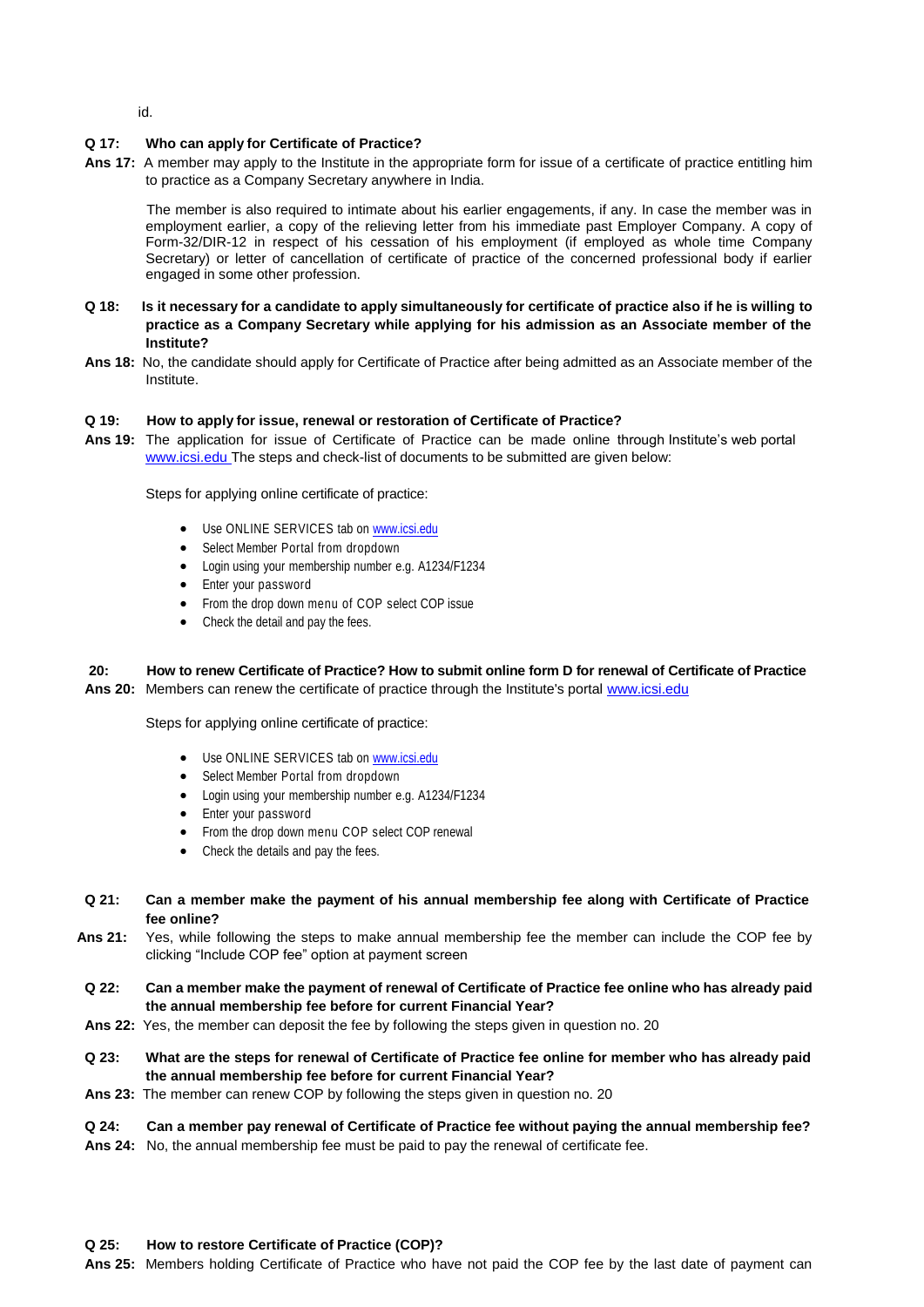id.

**Q 17: Who can apply for Certificate of Practice?**

**Ans 17:** A member may apply to the Institute in the appropriate form for issue of a certificate of practice entitling him to practice as a Company Secretary anywhere in India.

The member is also required to intimate about his earlier engagements, if any. In case the member was in employment earlier, a copy of the relieving letter from his immediate past Employer Company. A copy of Form-32/DIR-12 in respect of his cessation of his employment (if employed as whole time Company Secretary) or letter of cancellation of certificate of practice of the concerned professional body if earlier engaged in some other profession.

**Q 18: Is it necessary for a candidate to apply simultaneously for certificate of practice also if he is willing to practice as a Company Secretary while applying for his admission as an Associate member of the Institute?**

**Ans 18:** No, the candidate should apply for Certificate of Practice after being admitted as an Associate member of the Institute.

**Q 19: How to apply for issue, renewal or restoration of Certificate of Practice?**

**Ans 19:** The application for issue of Certificate of Practice can be made online through Institute's web portal www.icsi.edu The steps and check-list of documents to be submitted are given below:

Steps for applying online certificate of practice:

- Use ONLINE SERVICES tab on www.icsi.edu
- Select Member Portal from dropdown
- Login using your membership number e.g. A1234/F1234
- Enter your password
- From the drop down menu of COP select COP issue
- Check the detail and pay the fees.

**20: How to renew Certificate of Practice? How to submit online form D for renewal of Certificate of Practice**

**Ans 20:** Members can renew the certificate of practice through the Institute's portal www.icsi.edu

Steps for applying online certificate of practice:

- Use ONLINE SERVICES tab on www.icsi.edu
- Select Member Portal from dropdown
- Login using your membership number e.g. A1234/F1234
- Enter your password
- From the drop down menu COP select COP renewal
- Check the details and pay the fees.

**Q 21: Can a member make the payment of his annual membership fee along with Certificate of Practice fee online?**

**Ans 21:** Yes, while following the steps to make annual membership fee the member can include the COP fee by clicking "Include COP fee" option at payment screen

**Q 22: Can a member make the payment of renewal of Certificate of Practice fee online who has already paid the annual membership fee before for current Financial Year?**

**Ans 22:** Yes, the member can deposit the fee by following the steps given in question no. 20

**Q 23: What are the steps for renewal of Certificate of Practice fee online for member who has already paid the annual membership fee before for current Financial Year?**

**Ans 23:** The member can renew COP by following the steps given in question no. 20

**Q 24: Can a member pay renewal of Certificate of Practice fee without paying the annual membership fee?**

**Ans 24:** No, the annual membership fee must be paid to pay the renewal of certificate fee.

**Q 25: How to restore Certificate of Practice (COP)?**

**Ans 25:** Members holding Certificate of Practice who have not paid the COP fee by the last date of payment can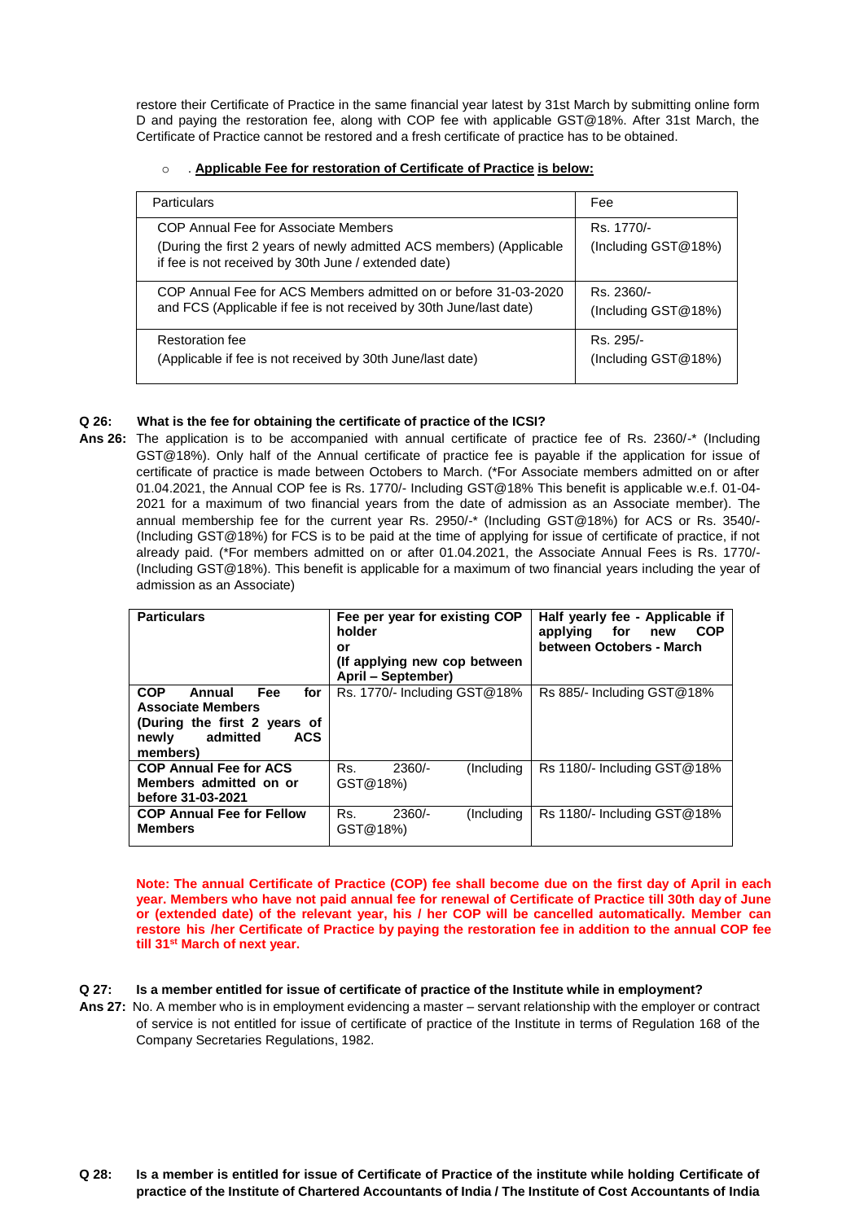restore their Certificate of Practice in the same financial year latest by 31st March by submitting online form D and paying the restoration fee, along with COP fee with applicable GST@18%. After 31st March, the Certificate of Practice cannot be restored and a fresh certificate of practice has to be obtained.

- . **Applicable Fee for restoration of Certificate of Practice is below:**

| Particulars | Fee |
|---|---|
| COP Annual Fee for Associate Members<br>(During the first 2 years of newly admitted ACS members) (Applicable if fee is not received by 30th June / extended date) | Rs. 1770/-<br>(Including GST@18%) |
| COP Annual Fee for ACS Members admitted on or before 31-03-2020 and FCS (Applicable if fee is not received by 30th June/last date) | Rs. 2360/-<br>(Including GST@18%) |
| Restoration fee<br>(Applicable if fee is not received by 30th June/last date) | Rs. 295/-<br>(Including GST@18%) |

**Q 26: What is the fee for obtaining the certificate of practice of the ICSI?**

**Ans 26:** The application is to be accompanied with annual certificate of practice fee of Rs. 2360/-* (Including GST@18%). Only half of the Annual certificate of practice fee is payable if the application for issue of certificate of practice is made between Octobers to March. (*For Associate members admitted on or after 01.04.2021, the Annual COP fee is Rs. 1770/- Including GST@18% This benefit is applicable w.e.f. 01-04-2021 for a maximum of two financial years from the date of admission as an Associate member). The annual membership fee for the current year Rs. 2950/-* (Including GST@18%) for ACS or Rs. 3540/- (Including GST@18%) for FCS is to be paid at the time of applying for issue of certificate of practice, if not already paid. (*For members admitted on or after 01.04.2021, the Associate Annual Fees is Rs. 1770/- (Including GST@18%). This benefit is applicable for a maximum of two financial years including the year of admission as an Associate)

| **Particulars** | **Fee per year for existing COP holder or (If applying new cop between April – September)** | **Half yearly fee - Applicable if applying for new COP between Octobers - March** |
|---|---|---|
| **COP Annual Fee for Associate Members (During the first 2 years of newly admitted ACS members)** | Rs. 1770/- Including GST@18% | Rs 885/- Including GST@18% |
| **COP Annual Fee for ACS Members admitted on or before 31-03-2021** | Rs. 2360/- (Including GST@18%) | Rs 1180/- Including GST@18% |
| **COP Annual Fee for Fellow Members** | Rs. 2360/- (Including GST@18%) | Rs 1180/- Including GST@18% |

**Note: The annual Certificate of Practice (COP) fee shall become due on the first day of April in each year. Members who have not paid annual fee for renewal of Certificate of Practice till 30th day of June or (extended date) of the relevant year, his / her COP will be cancelled automatically. Member can restore his /her Certificate of Practice by paying the restoration fee in addition to the annual COP fee till 31st March of next year.**

**Q 27: Is a member entitled for issue of certificate of practice of the Institute while in employment?**

**Ans 27:** No. A member who is in employment evidencing a master – servant relationship with the employer or contract of service is not entitled for issue of certificate of practice of the Institute in terms of Regulation 168 of the Company Secretaries Regulations, 1982.

**Q 28: Is a member is entitled for issue of Certificate of Practice of the institute while holding Certificate of practice of the Institute of Chartered Accountants of India / The Institute of Cost Accountants of India**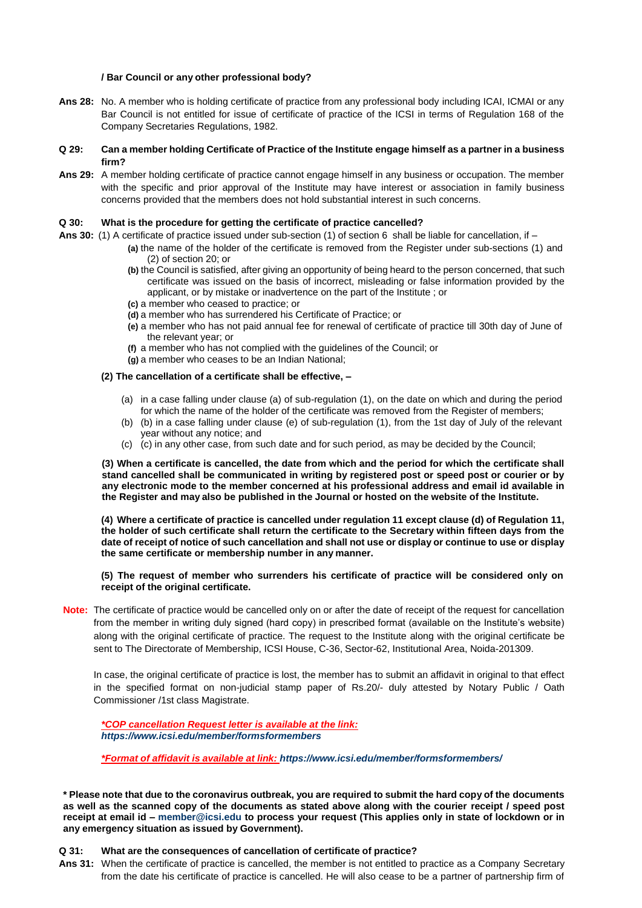**/ Bar Council or any other professional body?**

**Ans 28:** No. A member who is holding certificate of practice from any professional body including ICAI, ICMAI or any Bar Council is not entitled for issue of certificate of practice of the ICSI in terms of Regulation 168 of the Company Secretaries Regulations, 1982.

**Q 29: Can a member holding Certificate of Practice of the Institute engage himself as a partner in a business firm?**

**Ans 29:** A member holding certificate of practice cannot engage himself in any business or occupation. The member with the specific and prior approval of the Institute may have interest or association in family business concerns provided that the members does not hold substantial interest in such concerns.

**Q 30: What is the procedure for getting the certificate of practice cancelled?**

**Ans 30:** (1) A certificate of practice issued under sub-section (1) of section 6 shall be liable for cancellation, if –

- **(a)** the name of the holder of the certificate is removed from the Register under sub-sections (1) and (2) of section 20; or
- **(b)** the Council is satisfied, after giving an opportunity of being heard to the person concerned, that such certificate was issued on the basis of incorrect, misleading or false information provided by the applicant, or by mistake or inadvertence on the part of the Institute ; or
- **(c)** a member who ceased to practice; or
- **(d)** a member who has surrendered his Certificate of Practice; or
- **(e)** a member who has not paid annual fee for renewal of certificate of practice till 30th day of June of the relevant year; or
- **(f)** a member who has not complied with the guidelines of the Council; or
- **(g)** a member who ceases to be an Indian National;

**(2) The cancellation of a certificate shall be effective, –**

(a) in a case falling under clause (a) of sub-regulation (1), on the date on which and during the period for which the name of the holder of the certificate was removed from the Register of members;

(b) (b) in a case falling under clause (e) of sub-regulation (1), from the 1st day of July of the relevant year without any notice; and

(c) (c) in any other case, from such date and for such period, as may be decided by the Council;

**(3) When a certificate is cancelled, the date from which and the period for which the certificate shall stand cancelled shall be communicated in writing by registered post or speed post or courier or by any electronic mode to the member concerned at his professional address and email id available in the Register and may also be published in the Journal or hosted on the website of the Institute.**

**(4) Where a certificate of practice is cancelled under regulation 11 except clause (d) of Regulation 11, the holder of such certificate shall return the certificate to the Secretary within fifteen days from the date of receipt of notice of such cancellation and shall not use or display or continue to use or display the same certificate or membership number in any manner.**

**(5) The request of member who surrenders his certificate of practice will be considered only on receipt of the original certificate.**

**Note:** The certificate of practice would be cancelled only on or after the date of receipt of the request for cancellation from the member in writing duly signed (hard copy) in prescribed format (available on the Institute's website) along with the original certificate of practice. The request to the Institute along with the original certificate be sent to The Directorate of Membership, ICSI House, C-36, Sector-62, Institutional Area, Noida-201309.

In case, the original certificate of practice is lost, the member has to submit an affidavit in original to that effect in the specified format on non-judicial stamp paper of Rs.20/- duly attested by Notary Public / Oath Commissioner /1st class Magistrate.

***COP cancellation Request letter is available at the link:***
***https://www.icsi.edu/member/formsformembers***

***Format of affidavit is available at link: https://www.icsi.edu/member/formsformembers/***

**\* Please note that due to the coronavirus outbreak, you are required to submit the hard copy of the documents as well as the scanned copy of the documents as stated above along with the courier receipt / speed post receipt at email id – member@icsi.edu to process your request (This applies only in state of lockdown or in any emergency situation as issued by Government).**

**Q 31: What are the consequences of cancellation of certificate of practice?**

**Ans 31:** When the certificate of practice is cancelled, the member is not entitled to practice as a Company Secretary from the date his certificate of practice is cancelled. He will also cease to be a partner of partnership firm of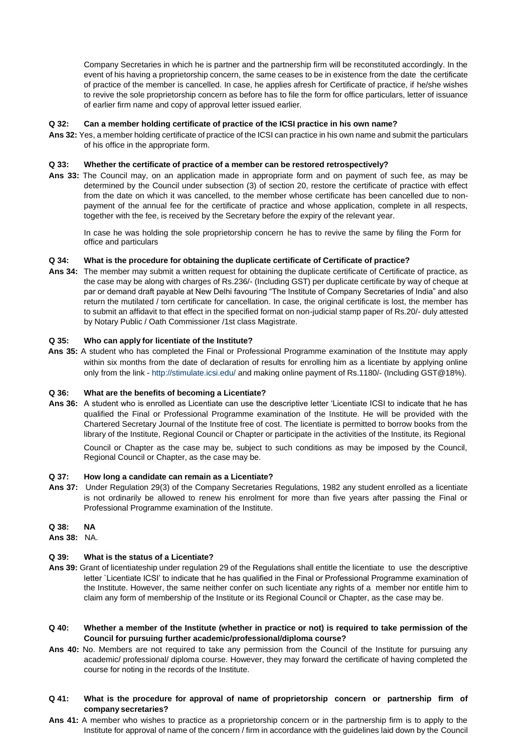Company Secretaries in which he is partner and the partnership firm will be reconstituted accordingly. In the event of his having a proprietorship concern, the same ceases to be in existence from the date the certificate of practice of the member is cancelled. In case, he applies afresh for Certificate of practice, if he/she wishes to revive the sole proprietorship concern as before has to file the form for office particulars, letter of issuance of earlier firm name and copy of approval letter issued earlier.

**Q 32: Can a member holding certificate of practice of the ICSI practice in his own name?**

**Ans 32:** Yes, a member holding certificate of practice of the ICSI can practice in his own name and submit the particulars of his office in the appropriate form.

**Q 33: Whether the certificate of practice of a member can be restored retrospectively?**

**Ans 33:** The Council may, on an application made in appropriate form and on payment of such fee, as may be determined by the Council under subsection (3) of section 20, restore the certificate of practice with effect from the date on which it was cancelled, to the member whose certificate has been cancelled due to non-payment of the annual fee for the certificate of practice and whose application, complete in all respects, together with the fee, is received by the Secretary before the expiry of the relevant year.

In case he was holding the sole proprietorship concern he has to revive the same by filing the Form for office and particulars

**Q 34: What is the procedure for obtaining the duplicate certificate of Certificate of practice?**

**Ans 34:** The member may submit a written request for obtaining the duplicate certificate of Certificate of practice, as the case may be along with charges of Rs.236/- (Including GST) per duplicate certificate by way of cheque at par or demand draft payable at New Delhi favouring "The Institute of Company Secretaries of India" and also return the mutilated / torn certificate for cancellation. In case, the original certificate is lost, the member has to submit an affidavit to that effect in the specified format on non-judicial stamp paper of Rs.20/- duly attested by Notary Public / Oath Commissioner /1st class Magistrate.

**Q 35: Who can apply for licentiate of the Institute?**

**Ans 35:** A student who has completed the Final or Professional Programme examination of the Institute may apply within six months from the date of declaration of results for enrolling him as a licentiate by applying online only from the link - http://stimulate.icsi.edu/ and making online payment of Rs.1180/- (Including GST@18%).

**Q 36: What are the benefits of becoming a Licentiate?**

**Ans 36:** A student who is enrolled as Licentiate can use the descriptive letter 'Licentiate ICSI to indicate that he has qualified the Final or Professional Programme examination of the Institute. He will be provided with the Chartered Secretary Journal of the Institute free of cost. The licentiate is permitted to borrow books from the library of the Institute, Regional Council or Chapter or participate in the activities of the Institute, its Regional Council or Chapter as the case may be, subject to such conditions as may be imposed by the Council, Regional Council or Chapter, as the case may be.

**Q 37: How long a candidate can remain as a Licentiate?**

**Ans 37:** Under Regulation 29(3) of the Company Secretaries Regulations, 1982 any student enrolled as a licentiate is not ordinarily be allowed to renew his enrolment for more than five years after passing the Final or Professional Programme examination of the Institute.

**Q 38: NA**

**Ans 38:** NA.

**Q 39: What is the status of a Licentiate?**

**Ans 39:** Grant of licentiateship under regulation 29 of the Regulations shall entitle the licentiate to use the descriptive letter `Licentiate ICSI' to indicate that he has qualified in the Final or Professional Programme examination of the Institute. However, the same neither confer on such licentiate any rights of a member nor entitle him to claim any form of membership of the Institute or its Regional Council or Chapter, as the case may be.

**Q 40: Whether a member of the Institute (whether in practice or not) is required to take permission of the Council for pursuing further academic/professional/diploma course?**

**Ans 40:** No. Members are not required to take any permission from the Council of the Institute for pursuing any academic/ professional/ diploma course. However, they may forward the certificate of having completed the course for noting in the records of the Institute.

**Q 41: What is the procedure for approval of name of proprietorship concern or partnership firm of company secretaries?**

**Ans 41:** A member who wishes to practice as a proprietorship concern or in the partnership firm is to apply to the Institute for approval of name of the concern / firm in accordance with the guidelines laid down by the Council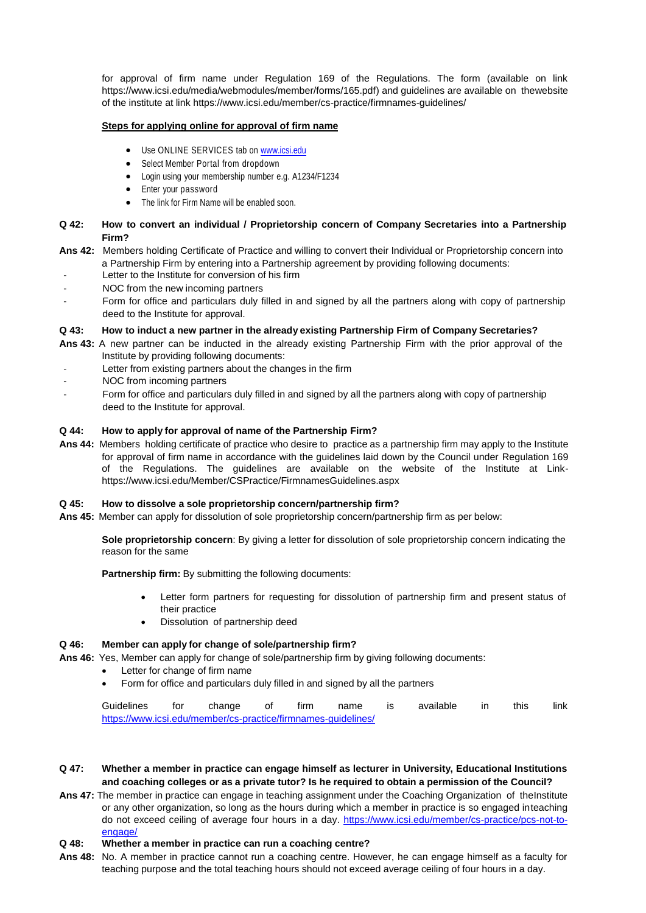for approval of firm name under Regulation 169 of the Regulations. The form (available on link https://www.icsi.edu/media/webmodules/member/forms/165.pdf) and guidelines are available on thewebsite of the institute at link https://www.icsi.edu/member/cs-practice/firmnames-guidelines/

**Steps for applying online for approval of firm name**

- Use ONLINE SERVICES tab on www.icsi.edu
- Select Member Portal from dropdown
- Login using your membership number e.g. A1234/F1234
- Enter your password
- The link for Firm Name will be enabled soon.

**Q 42: How to convert an individual / Proprietorship concern of Company Secretaries into a Partnership Firm?**

**Ans 42:** Members holding Certificate of Practice and willing to convert their Individual or Proprietorship concern into a Partnership Firm by entering into a Partnership agreement by providing following documents:

- Letter to the Institute for conversion of his firm
- NOC from the new incoming partners
- Form for office and particulars duly filled in and signed by all the partners along with copy of partnership deed to the Institute for approval.

**Q 43: How to induct a new partner in the already existing Partnership Firm of Company Secretaries?**

**Ans 43:** A new partner can be inducted in the already existing Partnership Firm with the prior approval of the Institute by providing following documents:

- Letter from existing partners about the changes in the firm
- NOC from incoming partners
- Form for office and particulars duly filled in and signed by all the partners along with copy of partnership deed to the Institute for approval.

**Q 44: How to apply for approval of name of the Partnership Firm?**

**Ans 44:** Members holding certificate of practice who desire to practice as a partnership firm may apply to the Institute for approval of firm name in accordance with the guidelines laid down by the Council under Regulation 169 of the Regulations. The guidelines are available on the website of the Institute at Link- https://www.icsi.edu/Member/CSPractice/FirmnamesGuidelines.aspx

**Q 45: How to dissolve a sole proprietorship concern/partnership firm?**

**Ans 45:** Member can apply for dissolution of sole proprietorship concern/partnership firm as per below:

**Sole proprietorship concern**: By giving a letter for dissolution of sole proprietorship concern indicating the reason for the same

**Partnership firm:** By submitting the following documents:

- Letter form partners for requesting for dissolution of partnership firm and present status of their practice
- Dissolution of partnership deed

**Q 46: Member can apply for change of sole/partnership firm?**

**Ans 46:** Yes, Member can apply for change of sole/partnership firm by giving following documents:

- Letter for change of firm name
- Form for office and particulars duly filled in and signed by all the partners

Guidelines for change of firm name is available in this link https://www.icsi.edu/member/cs-practice/firmnames-guidelines/

**Q 47: Whether a member in practice can engage himself as lecturer in University, Educational Institutions and coaching colleges or as a private tutor? Is he required to obtain a permission of the Council?**

**Ans 47:** The member in practice can engage in teaching assignment under the Coaching Organization of theInstitute or any other organization, so long as the hours during which a member in practice is so engaged inteaching do not exceed ceiling of average four hours in a day. https://www.icsi.edu/member/cs-practice/pcs-not-to-engage/

**Q 48: Whether a member in practice can run a coaching centre?**

**Ans 48:** No. A member in practice cannot run a coaching centre. However, he can engage himself as a faculty for teaching purpose and the total teaching hours should not exceed average ceiling of four hours in a day.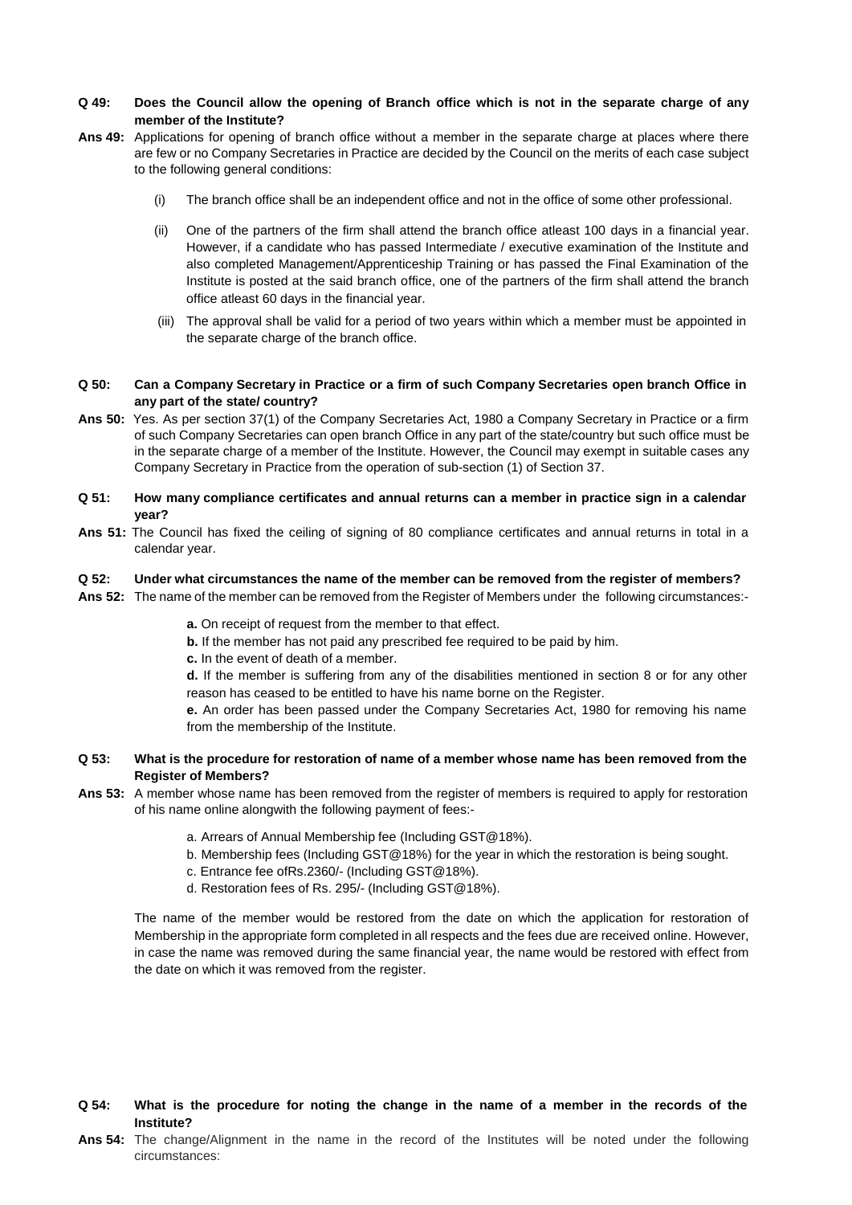**Q 49: Does the Council allow the opening of Branch office which is not in the separate charge of any member of the Institute?**

**Ans 49:** Applications for opening of branch office without a member in the separate charge at places where there are few or no Company Secretaries in Practice are decided by the Council on the merits of each case subject to the following general conditions:

(i) The branch office shall be an independent office and not in the office of some other professional.

(ii) One of the partners of the firm shall attend the branch office atleast 100 days in a financial year. However, if a candidate who has passed Intermediate / executive examination of the Institute and also completed Management/Apprenticeship Training or has passed the Final Examination of the Institute is posted at the said branch office, one of the partners of the firm shall attend the branch office atleast 60 days in the financial year.

(iii) The approval shall be valid for a period of two years within which a member must be appointed in the separate charge of the branch office.

**Q 50: Can a Company Secretary in Practice or a firm of such Company Secretaries open branch Office in any part of the state/ country?**

**Ans 50:** Yes. As per section 37(1) of the Company Secretaries Act, 1980 a Company Secretary in Practice or a firm of such Company Secretaries can open branch Office in any part of the state/country but such office must be in the separate charge of a member of the Institute. However, the Council may exempt in suitable cases any Company Secretary in Practice from the operation of sub-section (1) of Section 37.

**Q 51: How many compliance certificates and annual returns can a member in practice sign in a calendar year?**

**Ans 51:** The Council has fixed the ceiling of signing of 80 compliance certificates and annual returns in total in a calendar year.

**Q 52: Under what circumstances the name of the member can be removed from the register of members?**

**Ans 52:** The name of the member can be removed from the Register of Members under the following circumstances:-

**a.** On receipt of request from the member to that effect.

**b.** If the member has not paid any prescribed fee required to be paid by him.

**c.** In the event of death of a member.

**d.** If the member is suffering from any of the disabilities mentioned in section 8 or for any other reason has ceased to be entitled to have his name borne on the Register.

**e.** An order has been passed under the Company Secretaries Act, 1980 for removing his name from the membership of the Institute.

**Q 53: What is the procedure for restoration of name of a member whose name has been removed from the Register of Members?**

**Ans 53:** A member whose name has been removed from the register of members is required to apply for restoration of his name online alongwith the following payment of fees:-

a. Arrears of Annual Membership fee (Including GST@18%).

b. Membership fees (Including GST@18%) for the year in which the restoration is being sought.

c. Entrance fee ofRs.2360/- (Including GST@18%).

d. Restoration fees of Rs. 295/- (Including GST@18%).

The name of the member would be restored from the date on which the application for restoration of Membership in the appropriate form completed in all respects and the fees due are received online. However, in case the name was removed during the same financial year, the name would be restored with effect from the date on which it was removed from the register.

**Q 54: What is the procedure for noting the change in the name of a member in the records of the Institute?**

**Ans 54:** The change/Alignment in the name in the record of the Institutes will be noted under the following circumstances: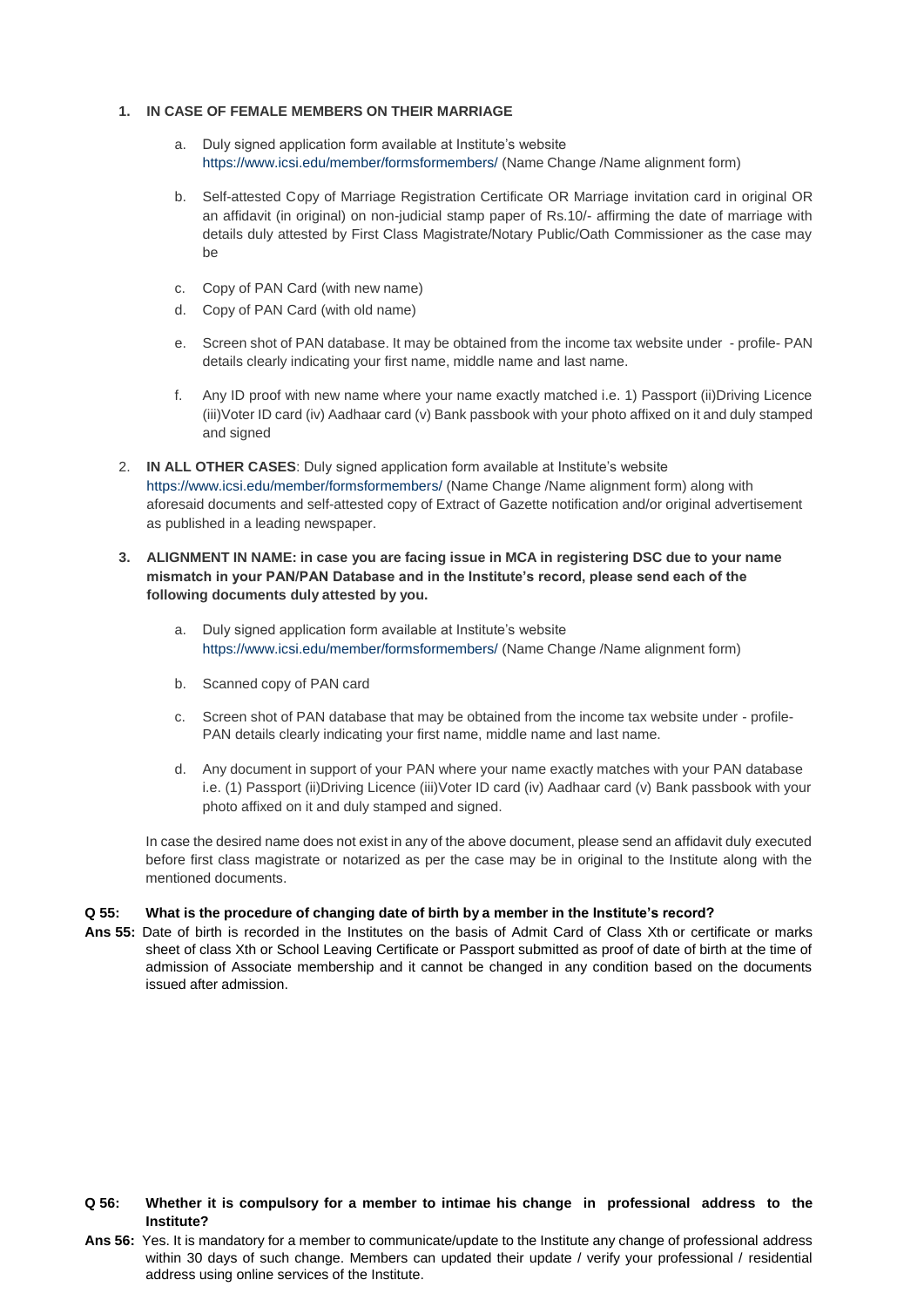1. **IN CASE OF FEMALE MEMBERS ON THEIR MARRIAGE**

    a. Duly signed application form available at Institute's website https://www.icsi.edu/member/formsformembers/ (Name Change /Name alignment form)

    b. Self-attested Copy of Marriage Registration Certificate OR Marriage invitation card in original OR an affidavit (in original) on non-judicial stamp paper of Rs.10/- affirming the date of marriage with details duly attested by First Class Magistrate/Notary Public/Oath Commissioner as the case may be

    c. Copy of PAN Card (with new name)

    d. Copy of PAN Card (with old name)

    e. Screen shot of PAN database. It may be obtained from the income tax website under - profile- PAN details clearly indicating your first name, middle name and last name.

    f. Any ID proof with new name where your name exactly matched i.e. 1) Passport (ii)Driving Licence (iii)Voter ID card (iv) Aadhaar card (v) Bank passbook with your photo affixed on it and duly stamped and signed

2. **IN ALL OTHER CASES**: Duly signed application form available at Institute's website https://www.icsi.edu/member/formsformembers/ (Name Change /Name alignment form) along with aforesaid documents and self-attested copy of Extract of Gazette notification and/or original advertisement as published in a leading newspaper.

3. **ALIGNMENT IN NAME: in case you are facing issue in MCA in registering DSC due to your name mismatch in your PAN/PAN Database and in the Institute's record, please send each of the following documents duly attested by you.**

    a. Duly signed application form available at Institute's website https://www.icsi.edu/member/formsformembers/ (Name Change /Name alignment form)

    b. Scanned copy of PAN card

    c. Screen shot of PAN database that may be obtained from the income tax website under - profile- PAN details clearly indicating your first name, middle name and last name.

    d. Any document in support of your PAN where your name exactly matches with your PAN database i.e. (1) Passport (ii)Driving Licence (iii)Voter ID card (iv) Aadhaar card (v) Bank passbook with your photo affixed on it and duly stamped and signed.

    In case the desired name does not exist in any of the above document, please send an affidavit duly executed before first class magistrate or notarized as per the case may be in original to the Institute along with the mentioned documents.

**Q 55: What is the procedure of changing date of birth by a member in the Institute's record?**

**Ans 55:** Date of birth is recorded in the Institutes on the basis of Admit Card of Class Xth or certificate or marks sheet of class Xth or School Leaving Certificate or Passport submitted as proof of date of birth at the time of admission of Associate membership and it cannot be changed in any condition based on the documents issued after admission.

**Q 56: Whether it is compulsory for a member to intimae his change in professional address to the Institute?**

**Ans 56:** Yes. It is mandatory for a member to communicate/update to the Institute any change of professional address within 30 days of such change. Members can updated their update / verify your professional / residential address using online services of the Institute.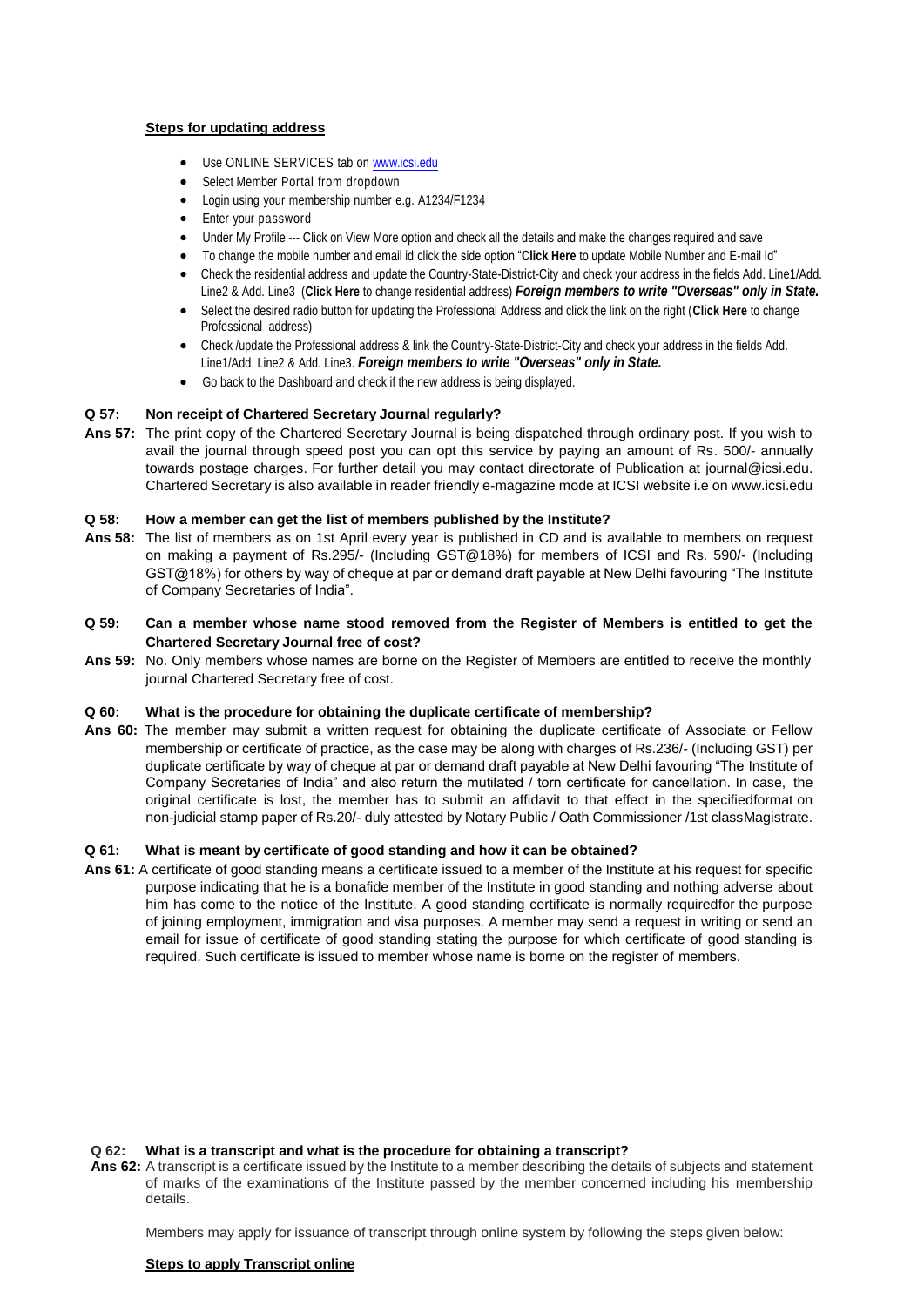**Steps for updating address**

- Use ONLINE SERVICES tab on www.icsi.edu
- Select Member Portal from dropdown
- Login using your membership number e.g. A1234/F1234
- Enter your password
- Under My Profile --- Click on View More option and check all the details and make the changes required and save
- To change the mobile number and email id click the side option "**Click Here** to update Mobile Number and E-mail Id"
- Check the residential address and update the Country-State-District-City and check your address in the fields Add. Line1/Add. Line2 & Add. Line3 (**Click Here** to change residential address) ***Foreign members to write "Overseas" only in State.***
- Select the desired radio button for updating the Professional Address and click the link on the right (**Click Here** to change Professional address)
- Check /update the Professional address & link the Country-State-District-City and check your address in the fields Add. Line1/Add. Line2 & Add. Line3. ***Foreign members to write "Overseas" only in State.***
- Go back to the Dashboard and check if the new address is being displayed.

**Q 57: Non receipt of Chartered Secretary Journal regularly?**

**Ans 57:** The print copy of the Chartered Secretary Journal is being dispatched through ordinary post. If you wish to avail the journal through speed post you can opt this service by paying an amount of Rs. 500/- annually towards postage charges. For further detail you may contact directorate of Publication at journal@icsi.edu. Chartered Secretary is also available in reader friendly e-magazine mode at ICSI website i.e on www.icsi.edu

**Q 58: How a member can get the list of members published by the Institute?**

**Ans 58:** The list of members as on 1st April every year is published in CD and is available to members on request on making a payment of Rs.295/- (Including GST@18%) for members of ICSI and Rs. 590/- (Including GST@18%) for others by way of cheque at par or demand draft payable at New Delhi favouring "The Institute of Company Secretaries of India".

**Q 59: Can a member whose name stood removed from the Register of Members is entitled to get the Chartered Secretary Journal free of cost?**

**Ans 59:** No. Only members whose names are borne on the Register of Members are entitled to receive the monthly journal Chartered Secretary free of cost.

**Q 60: What is the procedure for obtaining the duplicate certificate of membership?**

**Ans 60:** The member may submit a written request for obtaining the duplicate certificate of Associate or Fellow membership or certificate of practice, as the case may be along with charges of Rs.236/- (Including GST) per duplicate certificate by way of cheque at par or demand draft payable at New Delhi favouring "The Institute of Company Secretaries of India" and also return the mutilated / torn certificate for cancellation. In case, the original certificate is lost, the member has to submit an affidavit to that effect in the specifiedformat on non-judicial stamp paper of Rs.20/- duly attested by Notary Public / Oath Commissioner /1st classMagistrate.

**Q 61: What is meant by certificate of good standing and how it can be obtained?**

**Ans 61:** A certificate of good standing means a certificate issued to a member of the Institute at his request for specific purpose indicating that he is a bonafide member of the Institute in good standing and nothing adverse about him has come to the notice of the Institute. A good standing certificate is normally requiredfor the purpose of joining employment, immigration and visa purposes. A member may send a request in writing or send an email for issue of certificate of good standing stating the purpose for which certificate of good standing is required. Such certificate is issued to member whose name is borne on the register of members.

**Q 62: What is a transcript and what is the procedure for obtaining a transcript?**

**Ans 62:** A transcript is a certificate issued by the Institute to a member describing the details of subjects and statement of marks of the examinations of the Institute passed by the member concerned including his membership details.

Members may apply for issuance of transcript through online system by following the steps given below:

**Steps to apply Transcript online**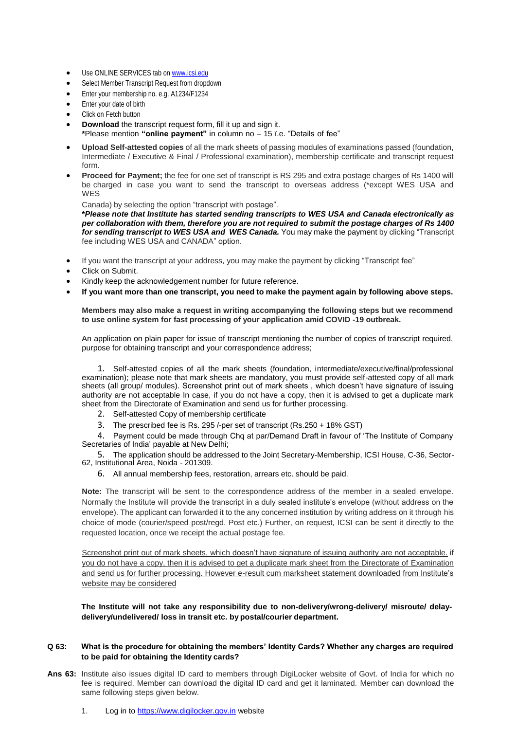- Use ONLINE SERVICES tab on www.icsi.edu
- Select Member Transcript Request from dropdown
- Enter your membership no. e.g. A1234/F1234
- Enter your date of birth
- Click on Fetch button
- **Download** the transcript request form, fill it up and sign it.
  ***Please mention "online payment"** in column no – 15 ï.e. "Details of fee"
- **Upload Self-attested copies** of all the mark sheets of passing modules of examinations passed (foundation, Intermediate / Executive & Final / Professional examination), membership certificate and transcript request form.
- **Proceed for Payment;** the fee for one set of transcript is RS 295 and extra postage charges of Rs 1400 will be charged in case you want to send the transcript to overseas address (*except WES USA and WES

  Canada) by selecting the option "transcript with postage".
  ***Please note that Institute has started sending transcripts to WES USA and Canada electronically as per collaboration with them, therefore you are not required to submit the postage charges of Rs 1400 for sending transcript to WES USA and WES Canada.*** You may make the payment by clicking "Transcript fee including WES USA and CANADA" option.

- If you want the transcript at your address, you may make the payment by clicking "Transcript fee"
- Click on Submit.
- Kindly keep the acknowledgement number for future reference.
- **If you want more than one transcript, you need to make the payment again by following above steps.**

**Members may also make a request in writing accompanying the following steps but we recommend to use online system for fast processing of your application amid COVID -19 outbreak.**

An application on plain paper for issue of transcript mentioning the number of copies of transcript required, purpose for obtaining transcript and your correspondence address;

1. Self-attested copies of all the mark sheets (foundation, intermediate/executive/final/professional examination); please note that mark sheets are mandatory, you must provide self-attested copy of all mark sheets (all group/ modules). Screenshot print out of mark sheets , which doesn't have signature of issuing authority are not acceptable In case, if you do not have a copy, then it is advised to get a duplicate mark sheet from the Directorate of Examination and send us for further processing.
2. Self-attested Copy of membership certificate
3. The prescribed fee is Rs. 295 /-per set of transcript (Rs.250 + 18% GST)
4. Payment could be made through Chq at par/Demand Draft in favour of 'The Institute of Company Secretaries of India' payable at New Delhi;
5. The application should be addressed to the Joint Secretary-Membership, ICSI House, C-36, Sector-62, Institutional Area, Noida - 201309.
6. All annual membership fees, restoration, arrears etc. should be paid.

**Note:** The transcript will be sent to the correspondence address of the member in a sealed envelope. Normally the Institute will provide the transcript in a duly sealed institute's envelope (without address on the envelope). The applicant can forwarded it to the any concerned institution by writing address on it through his choice of mode (courier/speed post/regd. Post etc.) Further, on request, ICSI can be sent it directly to the requested location, once we receipt the actual postage fee.

Screenshot print out of mark sheets, which doesn't have signature of issuing authority are not acceptable. if you do not have a copy, then it is advised to get a duplicate mark sheet from the Directorate of Examination and send us for further processing. However e-result cum marksheet statement downloaded from Institute's website may be considered

**The Institute will not take any responsibility due to non-delivery/wrong-delivery/ misroute/ delay-delivery/undelivered/ loss in transit etc. by postal/courier department.**

**Q 63: What is the procedure for obtaining the members' Identity Cards? Whether any charges are required to be paid for obtaining the Identity cards?**

**Ans 63:** Institute also issues digital ID card to members through DigiLocker website of Govt. of India for which no fee is required. Member can download the digital ID card and get it laminated. Member can download the same following steps given below.

1. Log in to https://www.digilocker.gov.in website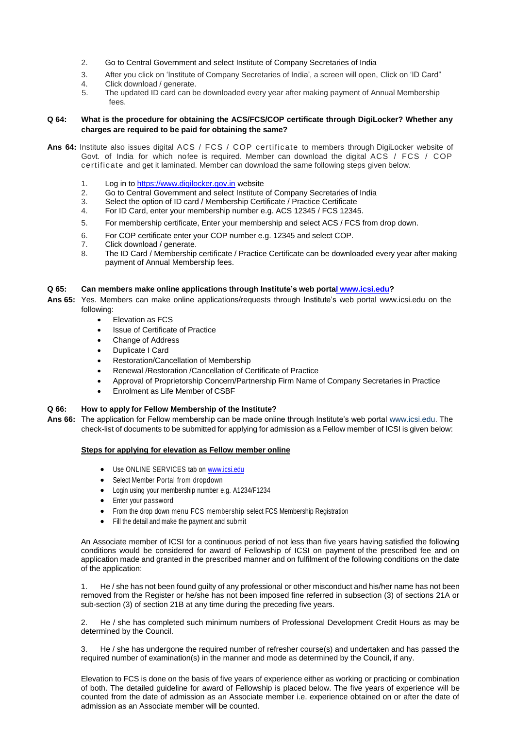2. Go to Central Government and select Institute of Company Secretaries of India
3. After you click on 'Institute of Company Secretaries of India', a screen will open, Click on 'ID Card"
4. Click download / generate.
5. The updated ID card can be downloaded every year after making payment of Annual Membership fees.

**Q 64: What is the procedure for obtaining the ACS/FCS/COP certificate through DigiLocker? Whether any charges are required to be paid for obtaining the same?**

**Ans 64:** Institute also issues digital ACS / FCS / COP certificate to members through DigiLocker website of Govt. of India for which nofee is required. Member can download the digital ACS / FCS / COP certificate and get it laminated. Member can download the same following steps given below.

1. Log in to https://www.digilocker.gov.in website
2. Go to Central Government and select Institute of Company Secretaries of India
3. Select the option of ID card / Membership Certificate / Practice Certificate
4. For ID Card, enter your membership number e.g. ACS 12345 / FCS 12345.
5. For membership certificate, Enter your membership and select ACS / FCS from drop down.
6. For COP certificate enter your COP number e.g. 12345 and select COP.
7. Click download / generate.
8. The ID Card / Membership certificate / Practice Certificate can be downloaded every year after making payment of Annual Membership fees.

**Q 65: Can members make online applications through Institute's web portal www.icsi.edu?**

**Ans 65:** Yes. Members can make online applications/requests through Institute's web portal www.icsi.edu on the following:

- Elevation as FCS
- Issue of Certificate of Practice
- Change of Address
- Duplicate I Card
- Restoration/Cancellation of Membership
- Renewal /Restoration /Cancellation of Certificate of Practice
- Approval of Proprietorship Concern/Partnership Firm Name of Company Secretaries in Practice
- Enrolment as Life Member of CSBF

**Q 66: How to apply for Fellow Membership of the Institute?**

**Ans 66:** The application for Fellow membership can be made online through Institute's web portal www.icsi.edu. The check-list of documents to be submitted for applying for admission as a Fellow member of ICSI is given below:

**Steps for applying for elevation as Fellow member online**

- Use ONLINE SERVICES tab on www.icsi.edu
- Select Member Portal from dropdown
- Login using your membership number e.g. A1234/F1234
- Enter your password
- From the drop down menu FCS membership select FCS Membership Registration
- Fill the detail and make the payment and submit

An Associate member of ICSI for a continuous period of not less than five years having satisfied the following conditions would be considered for award of Fellowship of ICSI on payment of the prescribed fee and on application made and granted in the prescribed manner and on fulfilment of the following conditions on the date of the application:

1. He / she has not been found guilty of any professional or other misconduct and his/her name has not been removed from the Register or he/she has not been imposed fine referred in subsection (3) of sections 21A or sub-section (3) of section 21B at any time during the preceding five years.

2. He / she has completed such minimum numbers of Professional Development Credit Hours as may be determined by the Council.

3. He / she has undergone the required number of refresher course(s) and undertaken and has passed the required number of examination(s) in the manner and mode as determined by the Council, if any.

Elevation to FCS is done on the basis of five years of experience either as working or practicing or combination of both. The detailed guideline for award of Fellowship is placed below. The five years of experience will be counted from the date of admission as an Associate member i.e. experience obtained on or after the date of admission as an Associate member will be counted.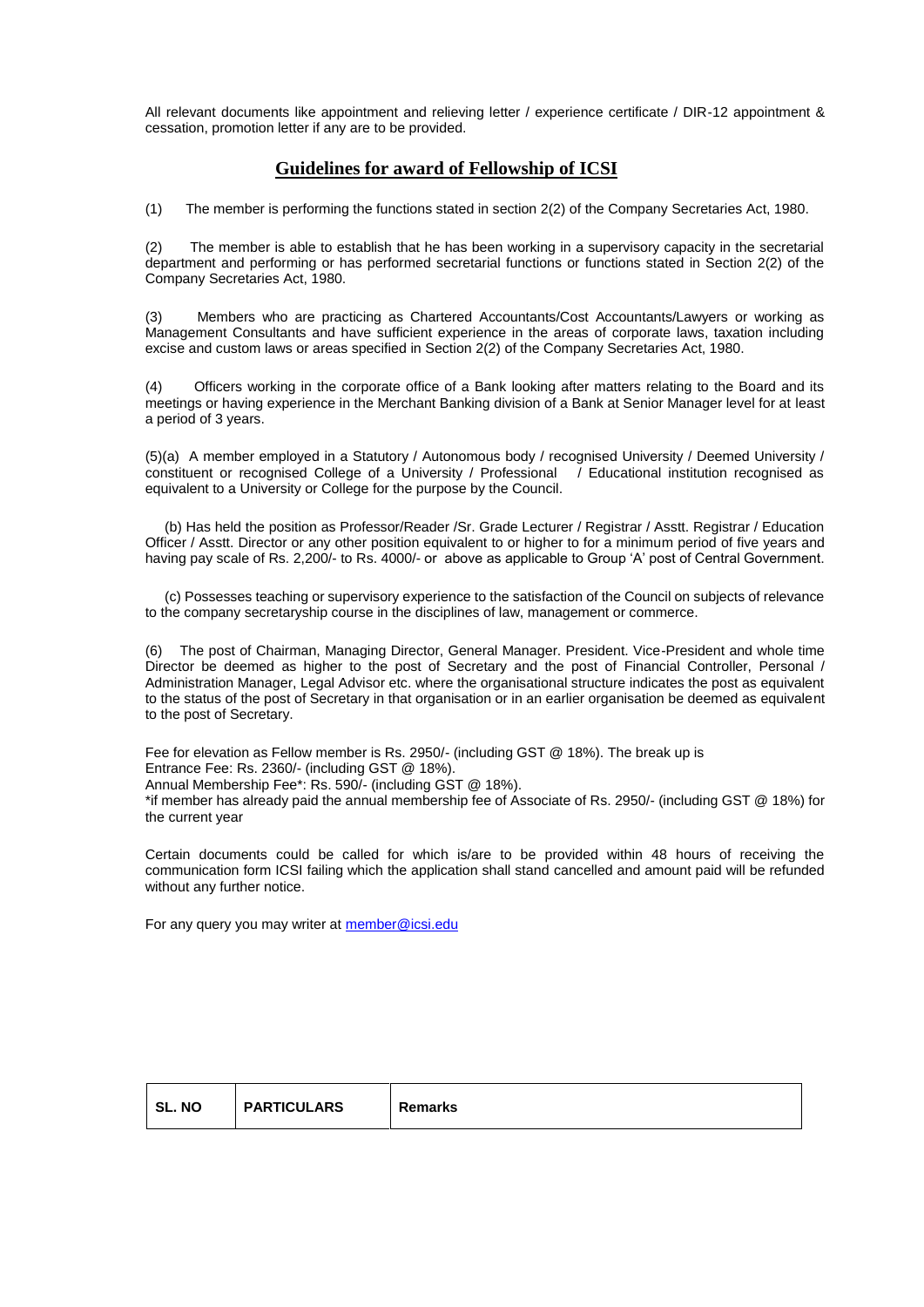All relevant documents like appointment and relieving letter / experience certificate / DIR-12 appointment & cessation, promotion letter if any are to be provided.

## Guidelines for award of Fellowship of ICSI

(1) The member is performing the functions stated in section 2(2) of the Company Secretaries Act, 1980.

(2) The member is able to establish that he has been working in a supervisory capacity in the secretarial department and performing or has performed secretarial functions or functions stated in Section 2(2) of the Company Secretaries Act, 1980.

(3) Members who are practicing as Chartered Accountants/Cost Accountants/Lawyers or working as Management Consultants and have sufficient experience in the areas of corporate laws, taxation including excise and custom laws or areas specified in Section 2(2) of the Company Secretaries Act, 1980.

(4) Officers working in the corporate office of a Bank looking after matters relating to the Board and its meetings or having experience in the Merchant Banking division of a Bank at Senior Manager level for at least a period of 3 years.

(5)(a) A member employed in a Statutory / Autonomous body / recognised University / Deemed University / constituent or recognised College of a University / Professional / Educational institution recognised as equivalent to a University or College for the purpose by the Council.

(b) Has held the position as Professor/Reader /Sr. Grade Lecturer / Registrar / Asstt. Registrar / Education Officer / Asstt. Director or any other position equivalent to or higher to for a minimum period of five years and having pay scale of Rs. 2,200/- to Rs. 4000/- or above as applicable to Group 'A' post of Central Government.

(c) Possesses teaching or supervisory experience to the satisfaction of the Council on subjects of relevance to the company secretaryship course in the disciplines of law, management or commerce.

(6) The post of Chairman, Managing Director, General Manager. President. Vice-President and whole time Director be deemed as higher to the post of Secretary and the post of Financial Controller, Personal / Administration Manager, Legal Advisor etc. where the organisational structure indicates the post as equivalent to the status of the post of Secretary in that organisation or in an earlier organisation be deemed as equivalent to the post of Secretary.

Fee for elevation as Fellow member is Rs. 2950/- (including GST @ 18%). The break up is
Entrance Fee: Rs. 2360/- (including GST @ 18%).
Annual Membership Fee*: Rs. 590/- (including GST @ 18%).
*if member has already paid the annual membership fee of Associate of Rs. 2950/- (including GST @ 18%) for the current year

Certain documents could be called for which is/are to be provided within 48 hours of receiving the communication form ICSI failing which the application shall stand cancelled and amount paid will be refunded without any further notice.

For any query you may writer at member@icsi.edu

| SL. NO | PARTICULARS | Remarks |
|---|---|---|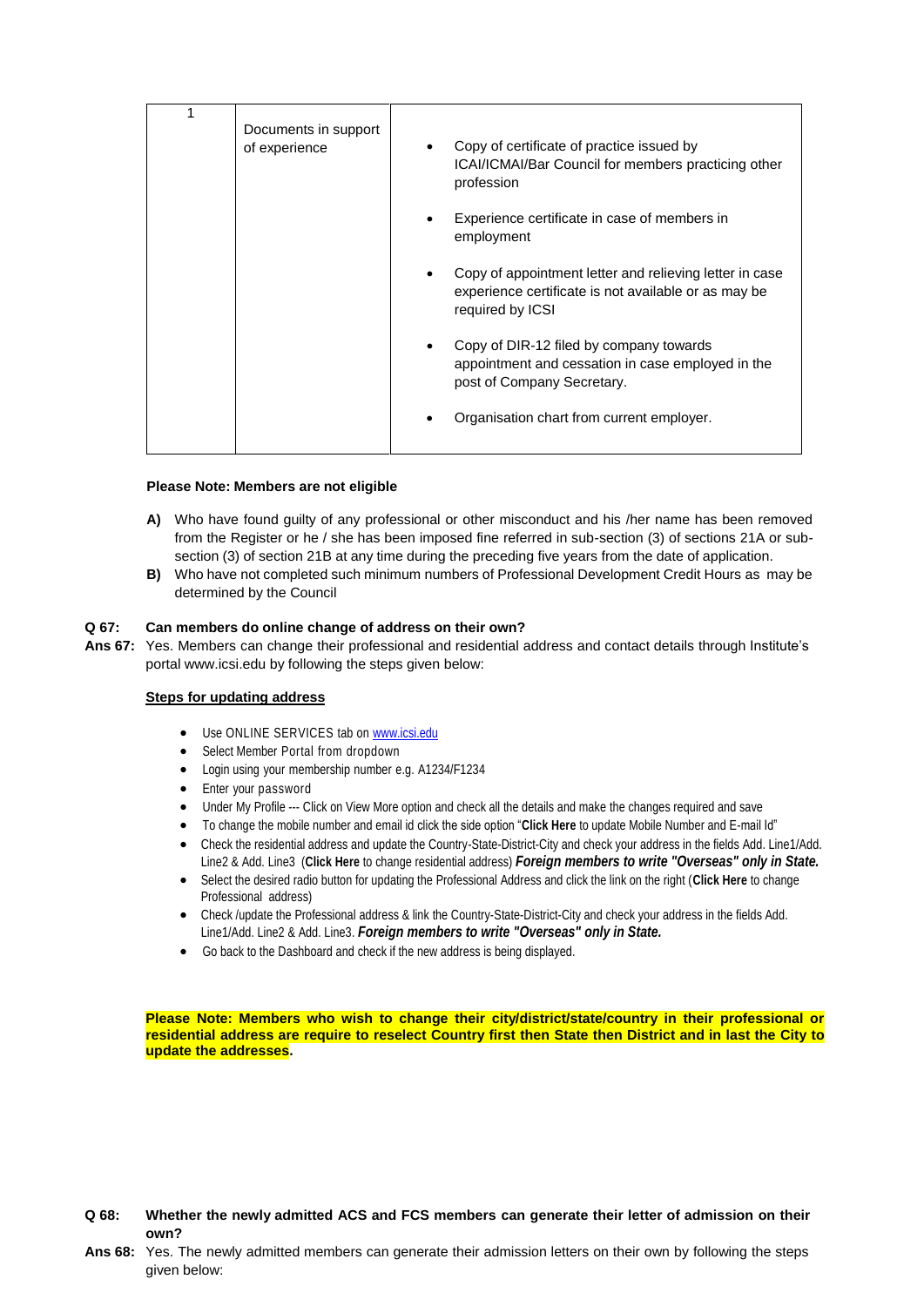| 1 | Documents in support of experience | • Copy of certificate of practice issued by ICAI/ICMAI/Bar Council for members practicing other profession<br><br>• Experience certificate in case of members in employment<br><br>• Copy of appointment letter and relieving letter in case experience certificate is not available or as may be required by ICSI<br><br>• Copy of DIR-12 filed by company towards appointment and cessation in case employed in the post of Company Secretary.<br><br>• Organisation chart from current employer. |
|---|---|---|

**Please Note: Members are not eligible**

**A)** Who have found guilty of any professional or other misconduct and his /her name has been removed from the Register or he / she has been imposed fine referred in sub-section (3) of sections 21A or sub-section (3) of section 21B at any time during the preceding five years from the date of application.

**B)** Who have not completed such minimum numbers of Professional Development Credit Hours as may be determined by the Council

**Q 67: Can members do online change of address on their own?**

**Ans 67:** Yes. Members can change their professional and residential address and contact details through Institute's portal www.icsi.edu by following the steps given below:

**Steps for updating address**

- Use ONLINE SERVICES tab on www.icsi.edu
- Select Member Portal from dropdown
- Login using your membership number e.g. A1234/F1234
- Enter your password
- Under My Profile --- Click on View More option and check all the details and make the changes required and save
- To change the mobile number and email id click the side option "**Click Here** to update Mobile Number and E-mail Id"
- Check the residential address and update the Country-State-District-City and check your address in the fields Add. Line1/Add. Line2 & Add. Line3 (**Click Here** to change residential address) ***Foreign members to write "Overseas" only in State.***
- Select the desired radio button for updating the Professional Address and click the link on the right (**Click Here** to change Professional address)
- Check /update the Professional address & link the Country-State-District-City and check your address in the fields Add. Line1/Add. Line2 & Add. Line3. ***Foreign members to write "Overseas" only in State.***
- Go back to the Dashboard and check if the new address is being displayed.

**Please Note: Members who wish to change their city/district/state/country in their professional or residential address are require to reselect Country first then State then District and in last the City to update the addresses.**

**Q 68: Whether the newly admitted ACS and FCS members can generate their letter of admission on their own?**

**Ans 68:** Yes. The newly admitted members can generate their admission letters on their own by following the steps given below: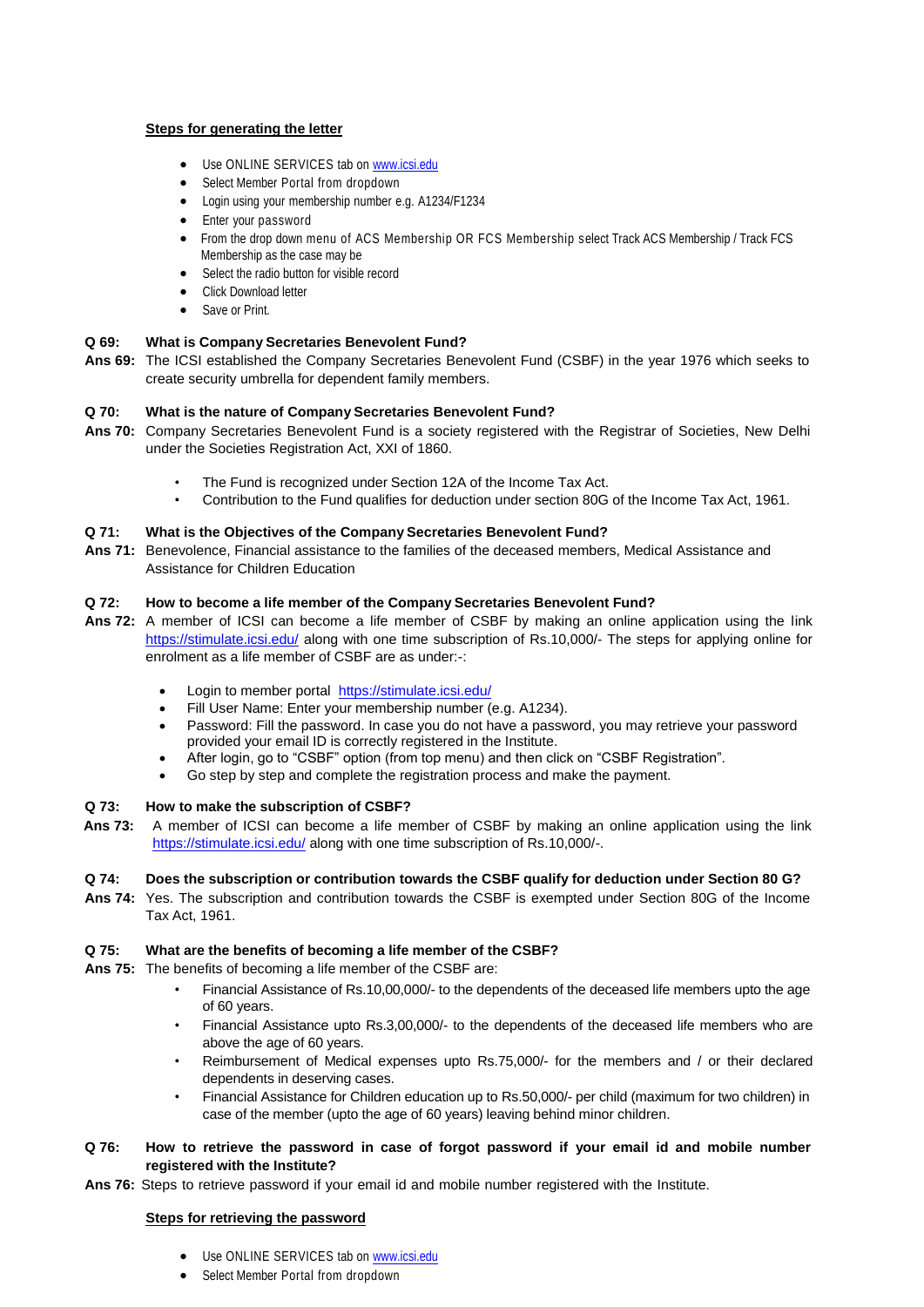**Steps for generating the letter**

- Use ONLINE SERVICES tab on www.icsi.edu
- Select Member Portal from dropdown
- Login using your membership number e.g. A1234/F1234
- Enter your password
- From the drop down menu of ACS Membership OR FCS Membership select Track ACS Membership / Track FCS Membership as the case may be
- Select the radio button for visible record
- Click Download letter
- Save or Print.

**Q 69: What is Company Secretaries Benevolent Fund?**

**Ans 69:** The ICSI established the Company Secretaries Benevolent Fund (CSBF) in the year 1976 which seeks to create security umbrella for dependent family members.

**Q 70: What is the nature of Company Secretaries Benevolent Fund?**

**Ans 70:** Company Secretaries Benevolent Fund is a society registered with the Registrar of Societies, New Delhi under the Societies Registration Act, XXI of 1860.

- The Fund is recognized under Section 12A of the Income Tax Act.
- Contribution to the Fund qualifies for deduction under section 80G of the Income Tax Act, 1961.

**Q 71: What is the Objectives of the Company Secretaries Benevolent Fund?**

**Ans 71:** Benevolence, Financial assistance to the families of the deceased members, Medical Assistance and Assistance for Children Education

**Q 72: How to become a life member of the Company Secretaries Benevolent Fund?**

**Ans 72:** A member of ICSI can become a life member of CSBF by making an online application using the link https://stimulate.icsi.edu/ along with one time subscription of Rs.10,000/- The steps for applying online for enrolment as a life member of CSBF are as under:-:

- Login to member portal https://stimulate.icsi.edu/
- Fill User Name: Enter your membership number (e.g. A1234).
- Password: Fill the password. In case you do not have a password, you may retrieve your password provided your email ID is correctly registered in the Institute.
- After login, go to "CSBF" option (from top menu) and then click on "CSBF Registration".
- Go step by step and complete the registration process and make the payment.

**Q 73: How to make the subscription of CSBF?**

**Ans 73:** A member of ICSI can become a life member of CSBF by making an online application using the link https://stimulate.icsi.edu/ along with one time subscription of Rs.10,000/-.

**Q 74: Does the subscription or contribution towards the CSBF qualify for deduction under Section 80 G?**

**Ans 74:** Yes. The subscription and contribution towards the CSBF is exempted under Section 80G of the Income Tax Act, 1961.

**Q 75: What are the benefits of becoming a life member of the CSBF?**

**Ans 75:** The benefits of becoming a life member of the CSBF are:

- Financial Assistance of Rs.10,00,000/- to the dependents of the deceased life members upto the age of 60 years.
- Financial Assistance upto Rs.3,00,000/- to the dependents of the deceased life members who are above the age of 60 years.
- Reimbursement of Medical expenses upto Rs.75,000/- for the members and / or their declared dependents in deserving cases.
- Financial Assistance for Children education up to Rs.50,000/- per child (maximum for two children) in case of the member (upto the age of 60 years) leaving behind minor children.

**Q 76: How to retrieve the password in case of forgot password if your email id and mobile number registered with the Institute?**

**Ans 76:** Steps to retrieve password if your email id and mobile number registered with the Institute.

**Steps for retrieving the password**

- Use ONLINE SERVICES tab on www.icsi.edu
- Select Member Portal from dropdown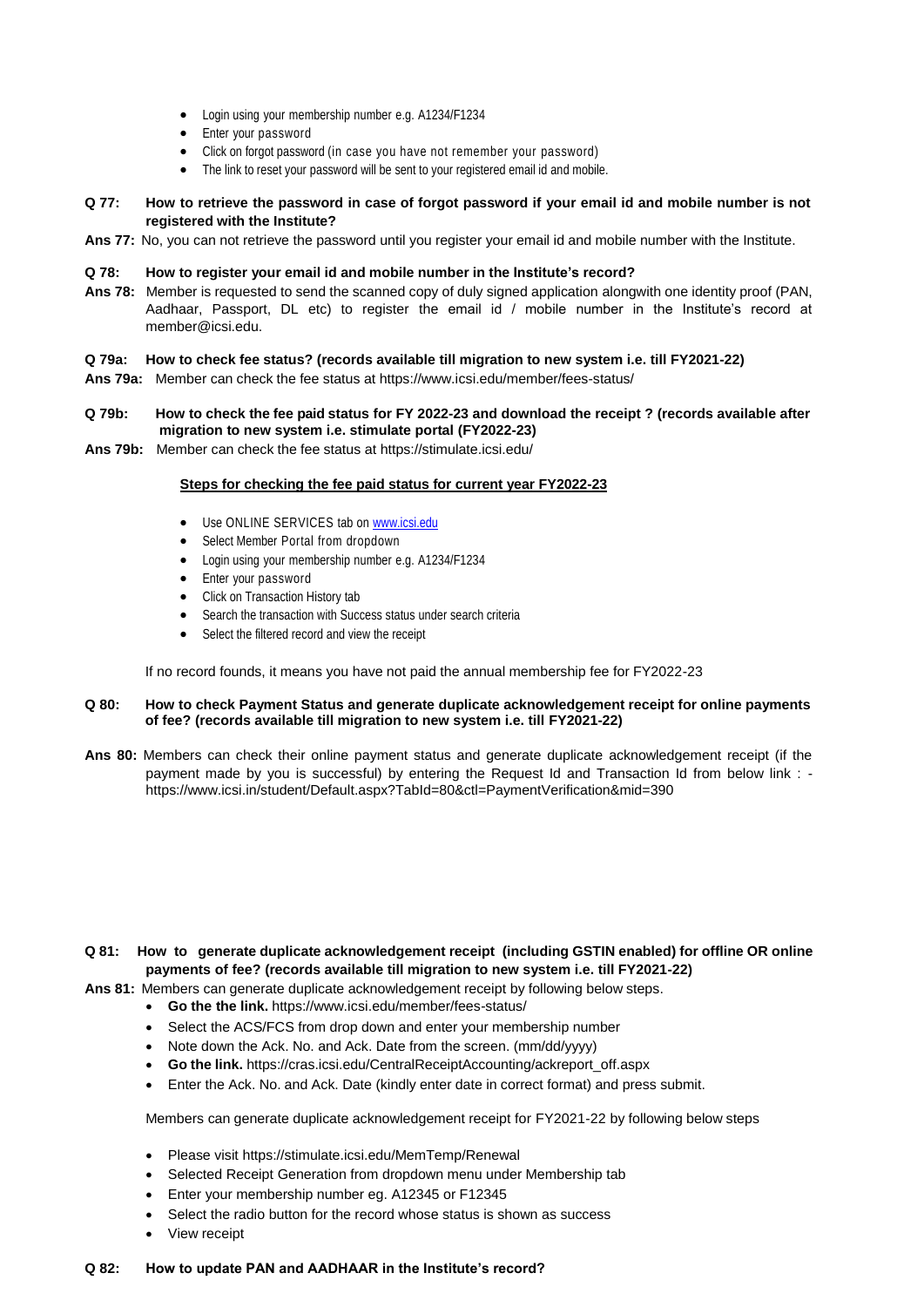- Login using your membership number e.g. A1234/F1234
- Enter your password
- Click on forgot password (in case you have not remember your password)
- The link to reset your password will be sent to your registered email id and mobile.

**Q 77: How to retrieve the password in case of forgot password if your email id and mobile number is not registered with the Institute?**

**Ans 77:** No, you can not retrieve the password until you register your email id and mobile number with the Institute.

**Q 78: How to register your email id and mobile number in the Institute's record?**

**Ans 78:** Member is requested to send the scanned copy of duly signed application alongwith one identity proof (PAN, Aadhaar, Passport, DL etc) to register the email id / mobile number in the Institute's record at member@icsi.edu.

**Q 79a: How to check fee status? (records available till migration to new system i.e. till FY2021-22)**

**Ans 79a:** Member can check the fee status at https://www.icsi.edu/member/fees-status/

**Q 79b: How to check the fee paid status for FY 2022-23 and download the receipt ? (records available after migration to new system i.e. stimulate portal (FY2022-23)**

**Ans 79b:** Member can check the fee status at https://stimulate.icsi.edu/

**<u>Steps for checking the fee paid status for current year FY2022-23</u>**

- Use ONLINE SERVICES tab on www.icsi.edu
- Select Member Portal from dropdown
- Login using your membership number e.g. A1234/F1234
- Enter your password
- Click on Transaction History tab
- Search the transaction with Success status under search criteria
- Select the filtered record and view the receipt

If no record founds, it means you have not paid the annual membership fee for FY2022-23

**Q 80: How to check Payment Status and generate duplicate acknowledgement receipt for online payments of fee? (records available till migration to new system i.e. till FY2021-22)**

**Ans 80:** Members can check their online payment status and generate duplicate acknowledgement receipt (if the payment made by you is successful) by entering the Request Id and Transaction Id from below link : - https://www.icsi.in/student/Default.aspx?TabId=80&ctl=PaymentVerification&mid=390

**Q 81: How to generate duplicate acknowledgement receipt (including GSTIN enabled) for offline OR online payments of fee? (records available till migration to new system i.e. till FY2021-22)**

**Ans 81:** Members can generate duplicate acknowledgement receipt by following below steps.

- **Go the the link.** https://www.icsi.edu/member/fees-status/
- Select the ACS/FCS from drop down and enter your membership number
- Note down the Ack. No. and Ack. Date from the screen. (mm/dd/yyyy)
- **Go the link.** https://cras.icsi.edu/CentralReceiptAccounting/ackreport_off.aspx
- Enter the Ack. No. and Ack. Date (kindly enter date in correct format) and press submit.

Members can generate duplicate acknowledgement receipt for FY2021-22 by following below steps

- Please visit https://stimulate.icsi.edu/MemTemp/Renewal
- Selected Receipt Generation from dropdown menu under Membership tab
- Enter your membership number eg. A12345 or F12345
- Select the radio button for the record whose status is shown as success
- View receipt

**Q 82: How to update PAN and AADHAAR in the Institute's record?**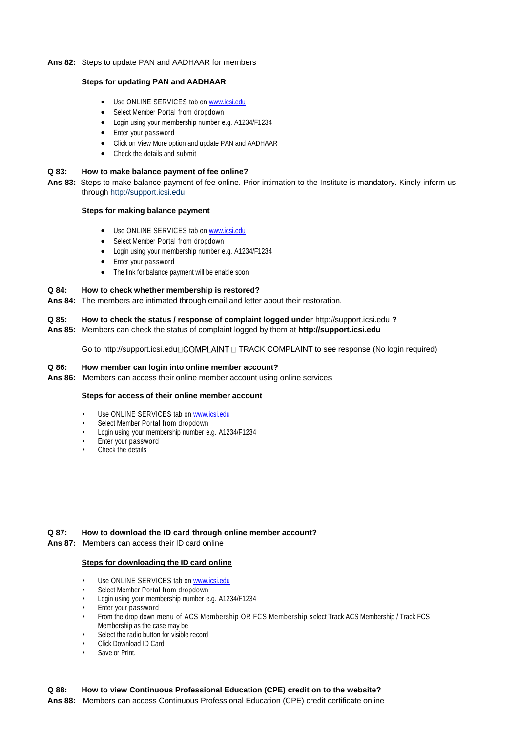**Ans 82:** Steps to update PAN and AADHAAR for members

**Steps for updating PAN and AADHAAR**

- Use ONLINE SERVICES tab on www.icsi.edu
- Select Member Portal from dropdown
- Login using your membership number e.g. A1234/F1234
- Enter your password
- Click on View More option and update PAN and AADHAAR
- Check the details and submit

**Q 83: How to make balance payment of fee online?**

**Ans 83:** Steps to make balance payment of fee online. Prior intimation to the Institute is mandatory. Kindly inform us through http://support.icsi.edu

**Steps for making balance payment**

- Use ONLINE SERVICES tab on www.icsi.edu
- Select Member Portal from dropdown
- Login using your membership number e.g. A1234/F1234
- Enter your password
- The link for balance payment will be enable soon

**Q 84: How to check whether membership is restored?**

**Ans 84:** The members are intimated through email and letter about their restoration.

**Q 85: How to check the status / response of complaint logged under** http://support.icsi.edu **?**

**Ans 85:** Members can check the status of complaint logged by them at **http://support.icsi.edu**

Go to http://support.icsi.edu COMPLAINT  TRACK COMPLAINT to see response (No login required)

**Q 86: How member can login into online member account?**

**Ans 86:** Members can access their online member account using online services

**Steps for access of their online member account**

- Use ONLINE SERVICES tab on www.icsi.edu
- Select Member Portal from dropdown
- Login using your membership number e.g. A1234/F1234
- Enter your password
- Check the details

**Q 87: How to download the ID card through online member account?**

**Ans 87:** Members can access their ID card online

**Steps for downloading the ID card online**

- Use ONLINE SERVICES tab on www.icsi.edu
- Select Member Portal from dropdown
- Login using your membership number e.g. A1234/F1234
- Enter your password
- From the drop down menu of ACS Membership OR FCS Membership select Track ACS Membership / Track FCS Membership as the case may be
- Select the radio button for visible record
- Click Download ID Card
- Save or Print.

**Q 88: How to view Continuous Professional Education (CPE) credit on to the website?**

**Ans 88:** Members can access Continuous Professional Education (CPE) credit certificate online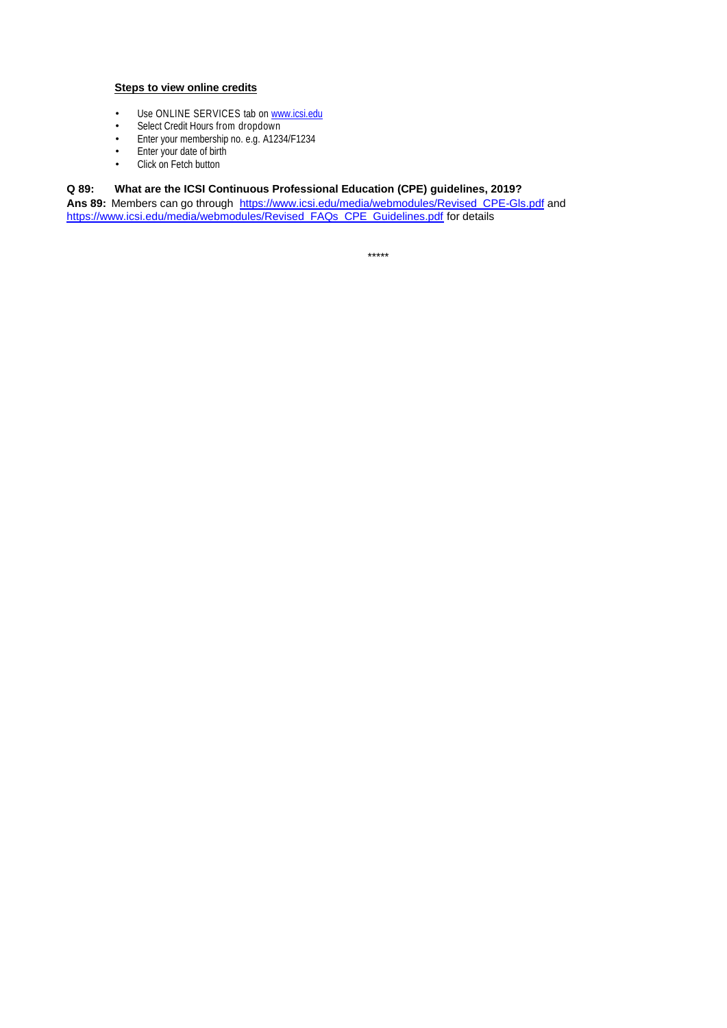**Steps to view online credits**

- Use ONLINE SERVICES tab on www.icsi.edu
- Select Credit Hours from dropdown
- Enter your membership no. e.g. A1234/F1234
- Enter your date of birth
- Click on Fetch button

**Q 89: What are the ICSI Continuous Professional Education (CPE) guidelines, 2019?**

**Ans 89:** Members can go through https://www.icsi.edu/media/webmodules/Revised_CPE-Gls.pdf and https://www.icsi.edu/media/webmodules/Revised_FAQs_CPE_Guidelines.pdf for details

*****